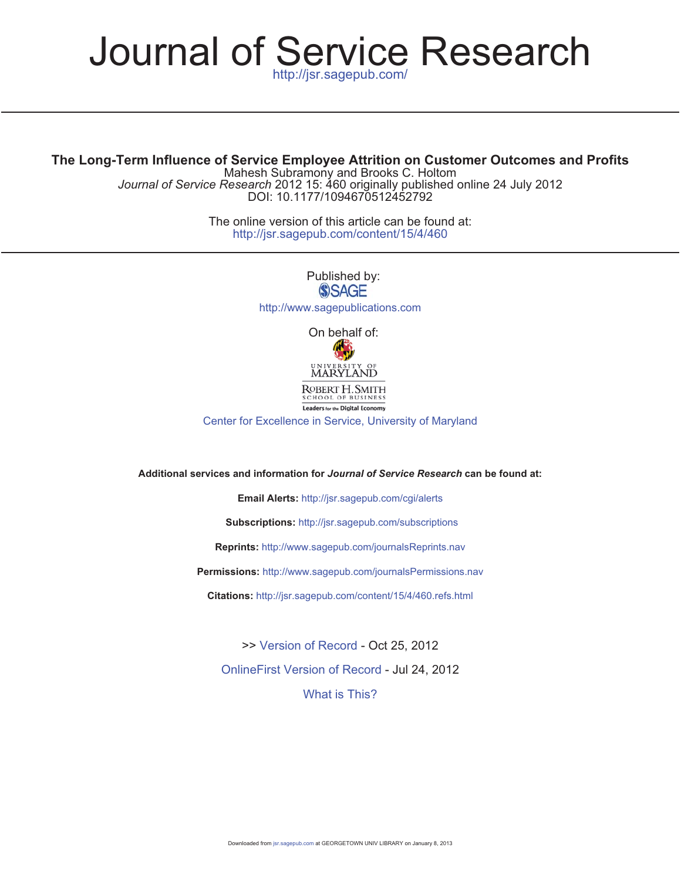# Journal of Service Research

http://jsr.sagepub.com/

## The Long-Term Influence of Service Employee Attrition on Customer Outcomes and Profits

Mahesh Subramony and Brooks C. Holtom

*Journal of Service Research* 2012 15: 460 originally published online 24 July 2012

DOI: 10.1177/1094670512452792

The online version of this article can be found at:

http://jsr.sagepub.com/content/15/4/460

Published by:

SAGE

http://www.sagepublications.com

On behalf of:

UNIVERSITY OF MARYLAND

ROBERT H. SMITH SCHOOL OF BUSINESS

Leaders for the Digital Economy

Center for Excellence in Service, University of Maryland

**Additional services and information for *Journal of Service Research* can be found at:**

**Email Alerts:** http://jsr.sagepub.com/cgi/alerts

**Subscriptions:** http://jsr.sagepub.com/subscriptions

**Reprints:** http://www.sagepub.com/journalsReprints.nav

**Permissions:** http://www.sagepub.com/journalsPermissions.nav

**Citations:** http://jsr.sagepub.com/content/15/4/460.refs.html

>> Version of Record - Oct 25, 2012

OnlineFirst Version of Record - Jul 24, 2012

What is This?

Downloaded from jsr.sagepub.com at GEORGETOWN UNIV LIBRARY on January 8, 2013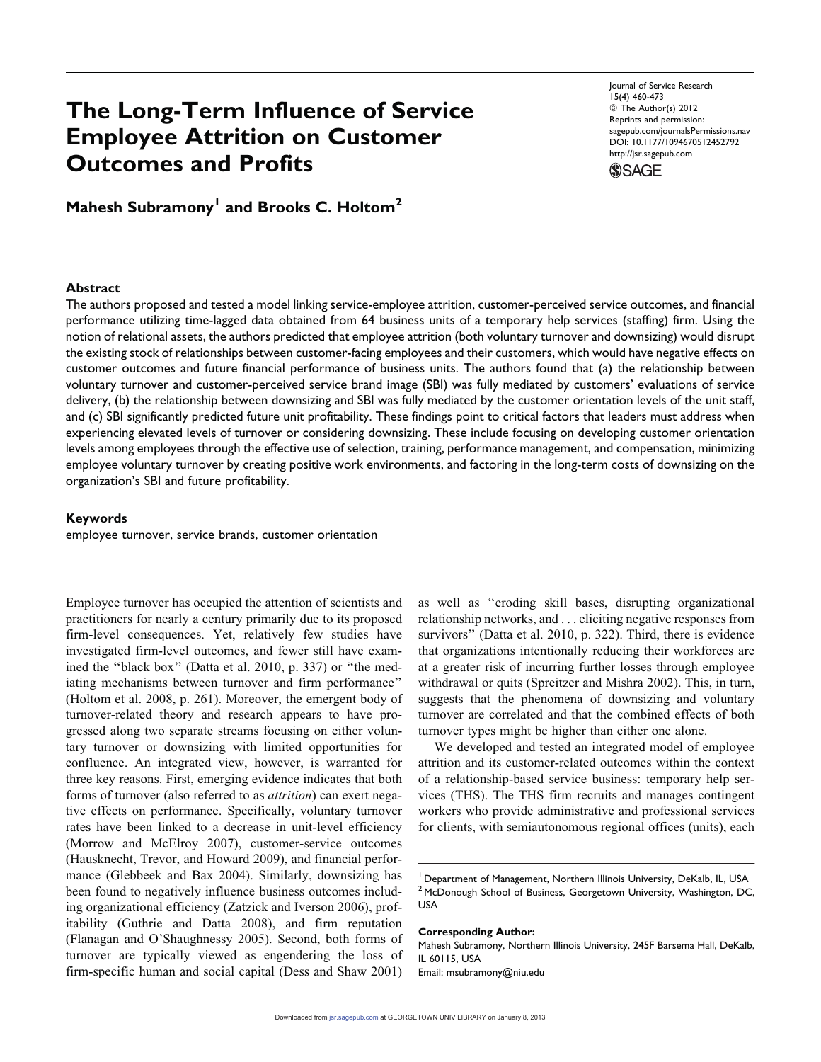# The Long-Term Influence of Service Employee Attrition on Customer Outcomes and Profits

**Mahesh Subramony[1] and Brooks C. Holtom[2]**

## Abstract

The authors proposed and tested a model linking service-employee attrition, customer-perceived service outcomes, and financial performance utilizing time-lagged data obtained from 64 business units of a temporary help services (staffing) firm. Using the notion of relational assets, the authors predicted that employee attrition (both voluntary turnover and downsizing) would disrupt the existing stock of relationships between customer-facing employees and their customers, which would have negative effects on customer outcomes and future financial performance of business units. The authors found that (a) the relationship between voluntary turnover and customer-perceived service brand image (SBI) was fully mediated by customers' evaluations of service delivery, (b) the relationship between downsizing and SBI was fully mediated by the customer orientation levels of the unit staff, and (c) SBI significantly predicted future unit profitability. These findings point to critical factors that leaders must address when experiencing elevated levels of turnover or considering downsizing. These include focusing on developing customer orientation levels among employees through the effective use of selection, training, performance management, and compensation, minimizing employee voluntary turnover by creating positive work environments, and factoring in the long-term costs of downsizing on the organization's SBI and future profitability.

## Keywords

employee turnover, service brands, customer orientation

Employee turnover has occupied the attention of scientists and practitioners for nearly a century primarily due to its proposed firm-level consequences. Yet, relatively few studies have investigated firm-level outcomes, and fewer still have examined the "black box" (Datta et al. 2010, p. 337) or "the mediating mechanisms between turnover and firm performance" (Holtom et al. 2008, p. 261). Moreover, the emergent body of turnover-related theory and research appears to have progressed along two separate streams focusing on either voluntary turnover or downsizing with limited opportunities for confluence. An integrated view, however, is warranted for three key reasons. First, emerging evidence indicates that both forms of turnover (also referred to as *attrition*) can exert negative effects on performance. Specifically, voluntary turnover rates have been linked to a decrease in unit-level efficiency (Morrow and McElroy 2007), customer-service outcomes (Hausknecht, Trevor, and Howard 2009), and financial performance (Glebbeek and Bax 2004). Similarly, downsizing has been found to negatively influence business outcomes including organizational efficiency (Zatzick and Iverson 2006), profitability (Guthrie and Datta 2008), and firm reputation (Flanagan and O'Shaughnessy 2005). Second, both forms of turnover are typically viewed as engendering the loss of firm-specific human and social capital (Dess and Shaw 2001) as well as "eroding skill bases, disrupting organizational relationship networks, and . . . eliciting negative responses from survivors" (Datta et al. 2010, p. 322). Third, there is evidence that organizations intentionally reducing their workforces are at a greater risk of incurring further losses through employee withdrawal or quits (Spreitzer and Mishra 2002). This, in turn, suggests that the phenomena of downsizing and voluntary turnover are correlated and that the combined effects of both turnover types might be higher than either one alone.

We developed and tested an integrated model of employee attrition and its customer-related outcomes within the context of a relationship-based service business: temporary help services (THS). The THS firm recruits and manages contingent workers who provide administrative and professional services for clients, with semiautonomous regional offices (units), each

[1] Department of Management, Northern Illinois University, DeKalb, IL, USA
[2] McDonough School of Business, Georgetown University, Washington, DC, USA

**Corresponding Author:**
Mahesh Subramony, Northern Illinois University, 245F Barsema Hall, DeKalb, IL 60115, USA
Email: msubramony@niu.edu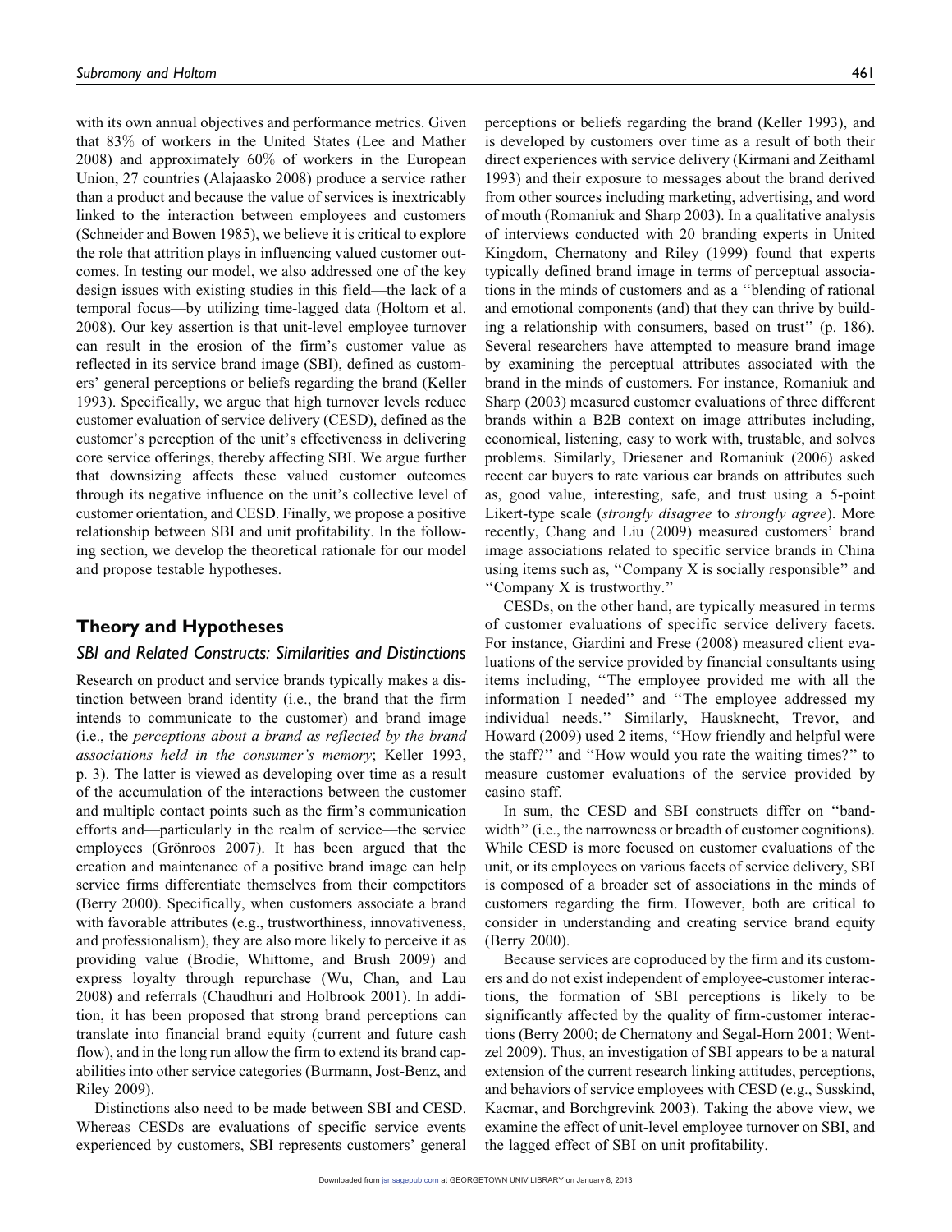with its own annual objectives and performance metrics. Given that 83% of workers in the United States (Lee and Mather 2008) and approximately 60% of workers in the European Union, 27 countries (Alajaasko 2008) produce a service rather than a product and because the value of services is inextricably linked to the interaction between employees and customers (Schneider and Bowen 1985), we believe it is critical to explore the role that attrition plays in influencing valued customer outcomes. In testing our model, we also addressed one of the key design issues with existing studies in this field—the lack of a temporal focus—by utilizing time-lagged data (Holtom et al. 2008). Our key assertion is that unit-level employee turnover can result in the erosion of the firm's customer value as reflected in its service brand image (SBI), defined as customers' general perceptions or beliefs regarding the brand (Keller 1993). Specifically, we argue that high turnover levels reduce customer evaluation of service delivery (CESD), defined as the customer's perception of the unit's effectiveness in delivering core service offerings, thereby affecting SBI. We argue further that downsizing affects these valued customer outcomes through its negative influence on the unit's collective level of customer orientation, and CESD. Finally, we propose a positive relationship between SBI and unit profitability. In the following section, we develop the theoretical rationale for our model and propose testable hypotheses.

## Theory and Hypotheses

### SBI and Related Constructs: Similarities and Distinctions

Research on product and service brands typically makes a distinction between brand identity (i.e., the brand that the firm intends to communicate to the customer) and brand image (i.e., the *perceptions about a brand as reflected by the brand associations held in the consumer's memory*; Keller 1993, p. 3). The latter is viewed as developing over time as a result of the accumulation of the interactions between the customer and multiple contact points such as the firm's communication efforts and—particularly in the realm of service—the service employees (Grönroos 2007). It has been argued that the creation and maintenance of a positive brand image can help service firms differentiate themselves from their competitors (Berry 2000). Specifically, when customers associate a brand with favorable attributes (e.g., trustworthiness, innovativeness, and professionalism), they are also more likely to perceive it as providing value (Brodie, Whittome, and Brush 2009) and express loyalty through repurchase (Wu, Chan, and Lau 2008) and referrals (Chaudhuri and Holbrook 2001). In addition, it has been proposed that strong brand perceptions can translate into financial brand equity (current and future cash flow), and in the long run allow the firm to extend its brand capabilities into other service categories (Burmann, Jost-Benz, and Riley 2009).

Distinctions also need to be made between SBI and CESD. Whereas CESDs are evaluations of specific service events experienced by customers, SBI represents customers' general perceptions or beliefs regarding the brand (Keller 1993), and is developed by customers over time as a result of both their direct experiences with service delivery (Kirmani and Zeithaml 1993) and their exposure to messages about the brand derived from other sources including marketing, advertising, and word of mouth (Romaniuk and Sharp 2003). In a qualitative analysis of interviews conducted with 20 branding experts in United Kingdom, Chernatony and Riley (1999) found that experts typically defined brand image in terms of perceptual associations in the minds of customers and as a "blending of rational and emotional components (and) that they can thrive by building a relationship with consumers, based on trust" (p. 186). Several researchers have attempted to measure brand image by examining the perceptual attributes associated with the brand in the minds of customers. For instance, Romaniuk and Sharp (2003) measured customer evaluations of three different brands within a B2B context on image attributes including, economical, listening, easy to work with, trustable, and solves problems. Similarly, Driesener and Romaniuk (2006) asked recent car buyers to rate various car brands on attributes such as, good value, interesting, safe, and trust using a 5-point Likert-type scale (*strongly disagree* to *strongly agree*). More recently, Chang and Liu (2009) measured customers' brand image associations related to specific service brands in China using items such as, "Company X is socially responsible" and "Company X is trustworthy."

CESDs, on the other hand, are typically measured in terms of customer evaluations of specific service delivery facets. For instance, Giardini and Frese (2008) measured client evaluations of the service provided by financial consultants using items including, "The employee provided me with all the information I needed" and "The employee addressed my individual needs." Similarly, Hausknecht, Trevor, and Howard (2009) used 2 items, "How friendly and helpful were the staff?" and "How would you rate the waiting times?" to measure customer evaluations of the service provided by casino staff.

In sum, the CESD and SBI constructs differ on "bandwidth" (i.e., the narrowness or breadth of customer cognitions). While CESD is more focused on customer evaluations of the unit, or its employees on various facets of service delivery, SBI is composed of a broader set of associations in the minds of customers regarding the firm. However, both are critical to consider in understanding and creating service brand equity (Berry 2000).

Because services are coproduced by the firm and its customers and do not exist independent of employee-customer interactions, the formation of SBI perceptions is likely to be significantly affected by the quality of firm-customer interactions (Berry 2000; de Chernatony and Segal-Horn 2001; Wentzel 2009). Thus, an investigation of SBI appears to be a natural extension of the current research linking attitudes, perceptions, and behaviors of service employees with CESD (e.g., Susskind, Kacmar, and Borchgrevink 2003). Taking the above view, we examine the effect of unit-level employee turnover on SBI, and the lagged effect of SBI on unit profitability.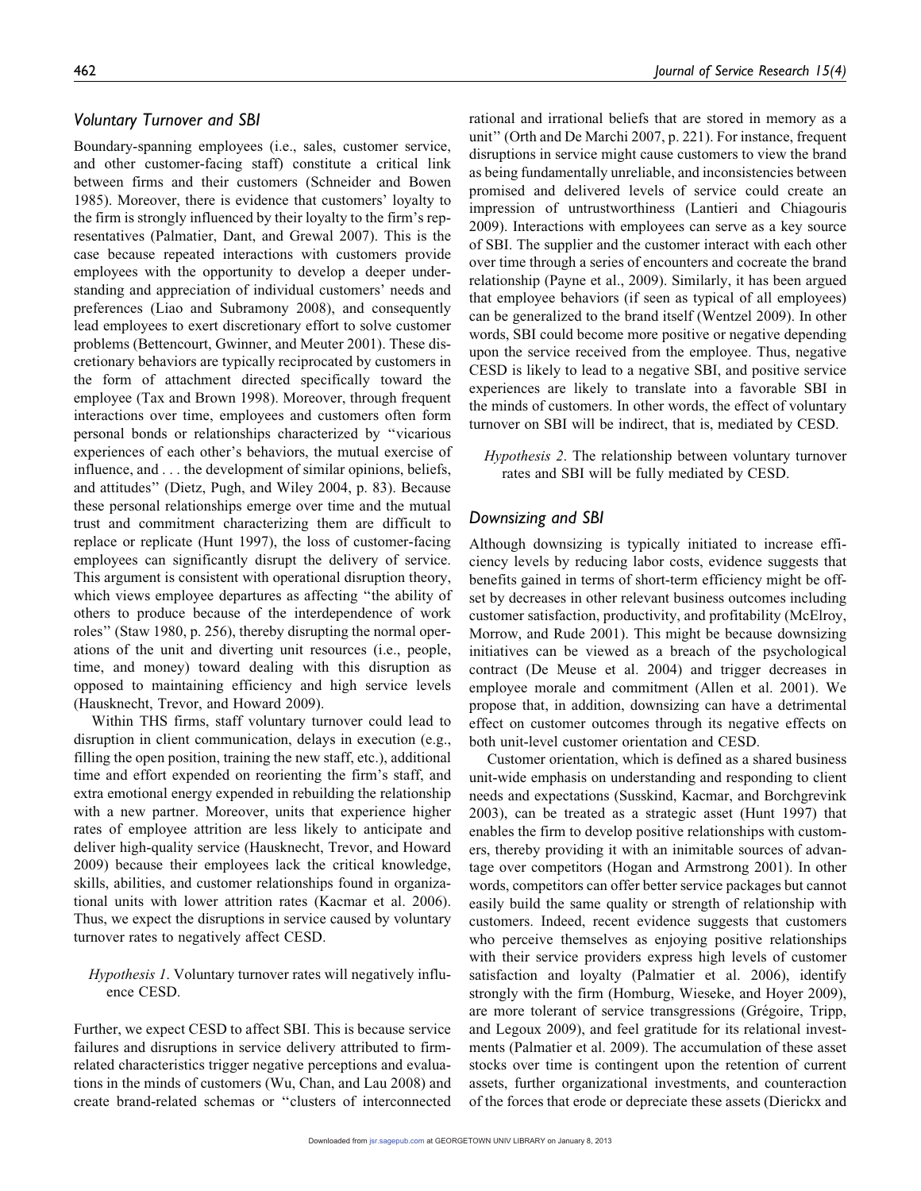## *Voluntary Turnover and SBI*

Boundary-spanning employees (i.e., sales, customer service, and other customer-facing staff) constitute a critical link between firms and their customers (Schneider and Bowen 1985). Moreover, there is evidence that customers' loyalty to the firm is strongly influenced by their loyalty to the firm's representatives (Palmatier, Dant, and Grewal 2007). This is the case because repeated interactions with customers provide employees with the opportunity to develop a deeper understanding and appreciation of individual customers' needs and preferences (Liao and Subramony 2008), and consequently lead employees to exert discretionary effort to solve customer problems (Bettencourt, Gwinner, and Meuter 2001). These discretionary behaviors are typically reciprocated by customers in the form of attachment directed specifically toward the employee (Tax and Brown 1998). Moreover, through frequent interactions over time, employees and customers often form personal bonds or relationships characterized by "vicarious experiences of each other's behaviors, the mutual exercise of influence, and . . . the development of similar opinions, beliefs, and attitudes" (Dietz, Pugh, and Wiley 2004, p. 83). Because these personal relationships emerge over time and the mutual trust and commitment characterizing them are difficult to replace or replicate (Hunt 1997), the loss of customer-facing employees can significantly disrupt the delivery of service. This argument is consistent with operational disruption theory, which views employee departures as affecting "the ability of others to produce because of the interdependence of work roles" (Staw 1980, p. 256), thereby disrupting the normal operations of the unit and diverting unit resources (i.e., people, time, and money) toward dealing with this disruption as opposed to maintaining efficiency and high service levels (Hausknecht, Trevor, and Howard 2009).

Within THS firms, staff voluntary turnover could lead to disruption in client communication, delays in execution (e.g., filling the open position, training the new staff, etc.), additional time and effort expended on reorienting the firm's staff, and extra emotional energy expended in rebuilding the relationship with a new partner. Moreover, units that experience higher rates of employee attrition are less likely to anticipate and deliver high-quality service (Hausknecht, Trevor, and Howard 2009) because their employees lack the critical knowledge, skills, abilities, and customer relationships found in organizational units with lower attrition rates (Kacmar et al. 2006). Thus, we expect the disruptions in service caused by voluntary turnover rates to negatively affect CESD.

> *Hypothesis 1*. Voluntary turnover rates will negatively influence CESD.

Further, we expect CESD to affect SBI. This is because service failures and disruptions in service delivery attributed to firm-related characteristics trigger negative perceptions and evaluations in the minds of customers (Wu, Chan, and Lau 2008) and create brand-related schemas or "clusters of interconnected rational and irrational beliefs that are stored in memory as a unit" (Orth and De Marchi 2007, p. 221). For instance, frequent disruptions in service might cause customers to view the brand as being fundamentally unreliable, and inconsistencies between promised and delivered levels of service could create an impression of untrustworthiness (Lantieri and Chiagouris 2009). Interactions with employees can serve as a key source of SBI. The supplier and the customer interact with each other over time through a series of encounters and cocreate the brand relationship (Payne et al., 2009). Similarly, it has been argued that employee behaviors (if seen as typical of all employees) can be generalized to the brand itself (Wentzel 2009). In other words, SBI could become more positive or negative depending upon the service received from the employee. Thus, negative CESD is likely to lead to a negative SBI, and positive service experiences are likely to translate into a favorable SBI in the minds of customers. In other words, the effect of voluntary turnover on SBI will be indirect, that is, mediated by CESD.

> *Hypothesis 2*. The relationship between voluntary turnover rates and SBI will be fully mediated by CESD.

## *Downsizing and SBI*

Although downsizing is typically initiated to increase efficiency levels by reducing labor costs, evidence suggests that benefits gained in terms of short-term efficiency might be offset by decreases in other relevant business outcomes including customer satisfaction, productivity, and profitability (McElroy, Morrow, and Rude 2001). This might be because downsizing initiatives can be viewed as a breach of the psychological contract (De Meuse et al. 2004) and trigger decreases in employee morale and commitment (Allen et al. 2001). We propose that, in addition, downsizing can have a detrimental effect on customer outcomes through its negative effects on both unit-level customer orientation and CESD.

Customer orientation, which is defined as a shared business unit-wide emphasis on understanding and responding to client needs and expectations (Susskind, Kacmar, and Borchgrevink 2003), can be treated as a strategic asset (Hunt 1997) that enables the firm to develop positive relationships with customers, thereby providing it with an inimitable sources of advantage over competitors (Hogan and Armstrong 2001). In other words, competitors can offer better service packages but cannot easily build the same quality or strength of relationship with customers. Indeed, recent evidence suggests that customers who perceive themselves as enjoying positive relationships with their service providers express high levels of customer satisfaction and loyalty (Palmatier et al. 2006), identify strongly with the firm (Homburg, Wieseke, and Hoyer 2009), are more tolerant of service transgressions (Grégoire, Tripp, and Legoux 2009), and feel gratitude for its relational investments (Palmatier et al. 2009). The accumulation of these asset stocks over time is contingent upon the retention of current assets, further organizational investments, and counteraction of the forces that erode or depreciate these assets (Dierickx and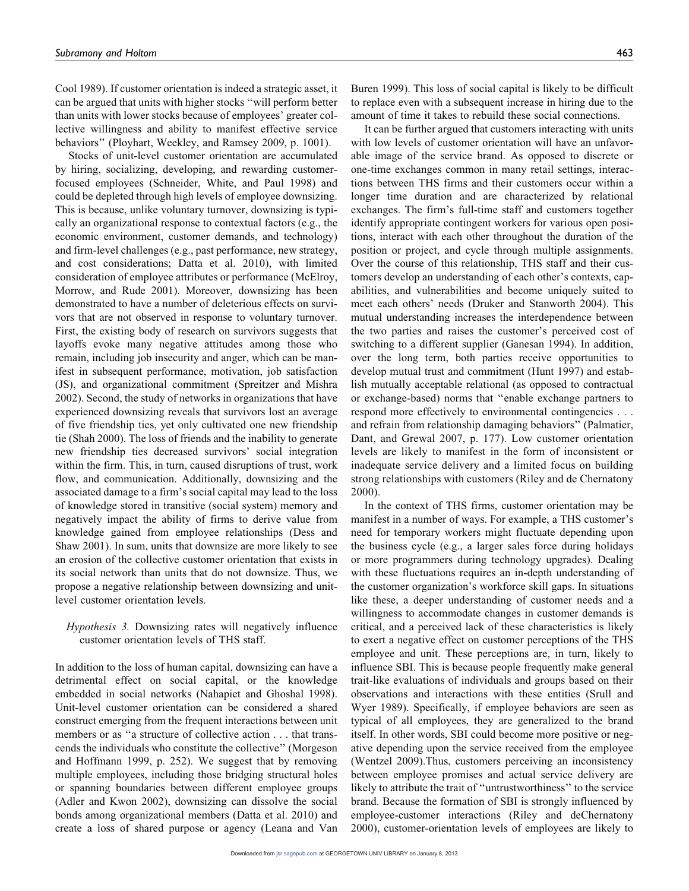Cool 1989). If customer orientation is indeed a strategic asset, it can be argued that units with higher stocks ''will perform better than units with lower stocks because of employees' greater collective willingness and ability to manifest effective service behaviors'' (Ployhart, Weekley, and Ramsey 2009, p. 1001).

Stocks of unit-level customer orientation are accumulated by hiring, socializing, developing, and rewarding customer-focused employees (Schneider, White, and Paul 1998) and could be depleted through high levels of employee downsizing. This is because, unlike voluntary turnover, downsizing is typically an organizational response to contextual factors (e.g., the economic environment, customer demands, and technology) and firm-level challenges (e.g., past performance, new strategy, and cost considerations; Datta et al. 2010), with limited consideration of employee attributes or performance (McElroy, Morrow, and Rude 2001). Moreover, downsizing has been demonstrated to have a number of deleterious effects on survivors that are not observed in response to voluntary turnover. First, the existing body of research on survivors suggests that layoffs evoke many negative attitudes among those who remain, including job insecurity and anger, which can be manifest in subsequent performance, motivation, job satisfaction (JS), and organizational commitment (Spreitzer and Mishra 2002). Second, the study of networks in organizations that have experienced downsizing reveals that survivors lost an average of five friendship ties, yet only cultivated one new friendship tie (Shah 2000). The loss of friends and the inability to generate new friendship ties decreased survivors' social integration within the firm. This, in turn, caused disruptions of trust, work flow, and communication. Additionally, downsizing and the associated damage to a firm's social capital may lead to the loss of knowledge stored in transitive (social system) memory and negatively impact the ability of firms to derive value from knowledge gained from employee relationships (Dess and Shaw 2001). In sum, units that downsize are more likely to see an erosion of the collective customer orientation that exists in its social network than units that do not downsize. Thus, we propose a negative relationship between downsizing and unit-level customer orientation levels.

*Hypothesis 3.* Downsizing rates will negatively influence customer orientation levels of THS staff.

In addition to the loss of human capital, downsizing can have a detrimental effect on social capital, or the knowledge embedded in social networks (Nahapiet and Ghoshal 1998). Unit-level customer orientation can be considered a shared construct emerging from the frequent interactions between unit members or as ''a structure of collective action . . . that transcends the individuals who constitute the collective'' (Morgeson and Hoffmann 1999, p. 252). We suggest that by removing multiple employees, including those bridging structural holes or spanning boundaries between different employee groups (Adler and Kwon 2002), downsizing can dissolve the social bonds among organizational members (Datta et al. 2010) and create a loss of shared purpose or agency (Leana and Van Buren 1999). This loss of social capital is likely to be difficult to replace even with a subsequent increase in hiring due to the amount of time it takes to rebuild these social connections.

It can be further argued that customers interacting with units with low levels of customer orientation will have an unfavorable image of the service brand. As opposed to discrete or one-time exchanges common in many retail settings, interactions between THS firms and their customers occur within a longer time duration and are characterized by relational exchanges. The firm's full-time staff and customers together identify appropriate contingent workers for various open positions, interact with each other throughout the duration of the position or project, and cycle through multiple assignments. Over the course of this relationship, THS staff and their customers develop an understanding of each other's contexts, capabilities, and vulnerabilities and become uniquely suited to meet each others' needs (Druker and Stanworth 2004). This mutual understanding increases the interdependence between the two parties and raises the customer's perceived cost of switching to a different supplier (Ganesan 1994). In addition, over the long term, both parties receive opportunities to develop mutual trust and commitment (Hunt 1997) and establish mutually acceptable relational (as opposed to contractual or exchange-based) norms that ''enable exchange partners to respond more effectively to environmental contingencies . . . and refrain from relationship damaging behaviors'' (Palmatier, Dant, and Grewal 2007, p. 177). Low customer orientation levels are likely to manifest in the form of inconsistent or inadequate service delivery and a limited focus on building strong relationships with customers (Riley and de Chernatony 2000).

In the context of THS firms, customer orientation may be manifest in a number of ways. For example, a THS customer's need for temporary workers might fluctuate depending upon the business cycle (e.g., a larger sales force during holidays or more programmers during technology upgrades). Dealing with these fluctuations requires an in-depth understanding of the customer organization's workforce skill gaps. In situations like these, a deeper understanding of customer needs and a willingness to accommodate changes in customer demands is critical, and a perceived lack of these characteristics is likely to exert a negative effect on customer perceptions of the THS employee and unit. These perceptions are, in turn, likely to influence SBI. This is because people frequently make general trait-like evaluations of individuals and groups based on their observations and interactions with these entities (Srull and Wyer 1989). Specifically, if employee behaviors are seen as typical of all employees, they are generalized to the brand itself. In other words, SBI could become more positive or negative depending upon the service received from the employee (Wentzel 2009).Thus, customers perceiving an inconsistency between employee promises and actual service delivery are likely to attribute the trait of ''untrustworthiness'' to the service brand. Because the formation of SBI is strongly influenced by employee-customer interactions (Riley and deChernatony 2000), customer-orientation levels of employees are likely to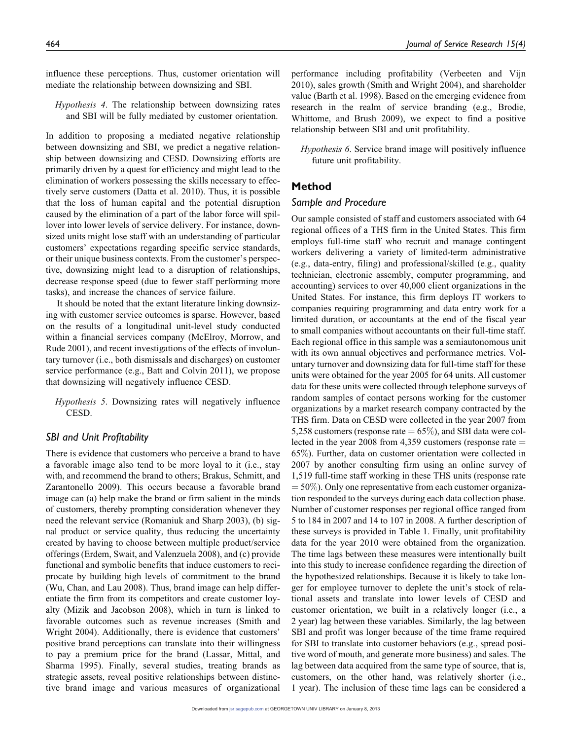influence these perceptions. Thus, customer orientation will mediate the relationship between downsizing and SBI.

*Hypothesis 4*. The relationship between downsizing rates and SBI will be fully mediated by customer orientation.

In addition to proposing a mediated negative relationship between downsizing and SBI, we predict a negative relationship between downsizing and CESD. Downsizing efforts are primarily driven by a quest for efficiency and might lead to the elimination of workers possessing the skills necessary to effectively serve customers (Datta et al. 2010). Thus, it is possible that the loss of human capital and the potential disruption caused by the elimination of a part of the labor force will spillover into lower levels of service delivery. For instance, downsized units might lose staff with an understanding of particular customers' expectations regarding specific service standards, or their unique business contexts. From the customer's perspective, downsizing might lead to a disruption of relationships, decrease response speed (due to fewer staff performing more tasks), and increase the chances of service failure.

It should be noted that the extant literature linking downsizing with customer service outcomes is sparse. However, based on the results of a longitudinal unit-level study conducted within a financial services company (McElroy, Morrow, and Rude 2001), and recent investigations of the effects of involuntary turnover (i.e., both dismissals and discharges) on customer service performance (e.g., Batt and Colvin 2011), we propose that downsizing will negatively influence CESD.

*Hypothesis 5*. Downsizing rates will negatively influence CESD.

### SBI and Unit Profitability

There is evidence that customers who perceive a brand to have a favorable image also tend to be more loyal to it (i.e., stay with, and recommend the brand to others; Brakus, Schmitt, and Zarantonello 2009). This occurs because a favorable brand image can (a) help make the brand or firm salient in the minds of customers, thereby prompting consideration whenever they need the relevant service (Romaniuk and Sharp 2003), (b) signal product or service quality, thus reducing the uncertainty created by having to choose between multiple product/service offerings (Erdem, Swait, and Valenzuela 2008), and (c) provide functional and symbolic benefits that induce customers to reciprocate by building high levels of commitment to the brand (Wu, Chan, and Lau 2008). Thus, brand image can help differentiate the firm from its competitors and create customer loyalty (Mizik and Jacobson 2008), which in turn is linked to favorable outcomes such as revenue increases (Smith and Wright 2004). Additionally, there is evidence that customers' positive brand perceptions can translate into their willingness to pay a premium price for the brand (Lassar, Mittal, and Sharma 1995). Finally, several studies, treating brands as strategic assets, reveal positive relationships between distinctive brand image and various measures of organizational performance including profitability (Verbeeten and Vijn 2010), sales growth (Smith and Wright 2004), and shareholder value (Barth et al. 1998). Based on the emerging evidence from research in the realm of service branding (e.g., Brodie, Whittome, and Brush 2009), we expect to find a positive relationship between SBI and unit profitability.

*Hypothesis 6*. Service brand image will positively influence future unit profitability.

## Method

### Sample and Procedure

Our sample consisted of staff and customers associated with 64 regional offices of a THS firm in the United States. This firm employs full-time staff who recruit and manage contingent workers delivering a variety of limited-term administrative (e.g., data-entry, filing) and professional/skilled (e.g., quality technician, electronic assembly, computer programming, and accounting) services to over 40,000 client organizations in the United States. For instance, this firm deploys IT workers to companies requiring programming and data entry work for a limited duration, or accountants at the end of the fiscal year to small companies without accountants on their full-time staff. Each regional office in this sample was a semiautonomous unit with its own annual objectives and performance metrics. Voluntary turnover and downsizing data for full-time staff for these units were obtained for the year 2005 for 64 units. All customer data for these units were collected through telephone surveys of random samples of contact persons working for the customer organizations by a market research company contracted by the THS firm. Data on CESD were collected in the year 2007 from 5,258 customers (response rate = 65%), and SBI data were collected in the year 2008 from 4,359 customers (response rate = 65%). Further, data on customer orientation were collected in 2007 by another consulting firm using an online survey of 1,519 full-time staff working in these THS units (response rate = 50%). Only one representative from each customer organization responded to the surveys during each data collection phase. Number of customer responses per regional office ranged from 5 to 184 in 2007 and 14 to 107 in 2008. A further description of these surveys is provided in Table 1. Finally, unit profitability data for the year 2010 were obtained from the organization. The time lags between these measures were intentionally built into this study to increase confidence regarding the direction of the hypothesized relationships. Because it is likely to take longer for employee turnover to deplete the unit's stock of relational assets and translate into lower levels of CESD and customer orientation, we built in a relatively longer (i.e., a 2 year) lag between these variables. Similarly, the lag between SBI and profit was longer because of the time frame required for SBI to translate into customer behaviors (e.g., spread positive word of mouth, and generate more business) and sales. The lag between data acquired from the same type of source, that is, customers, on the other hand, was relatively shorter (i.e., 1 year). The inclusion of these time lags can be considered a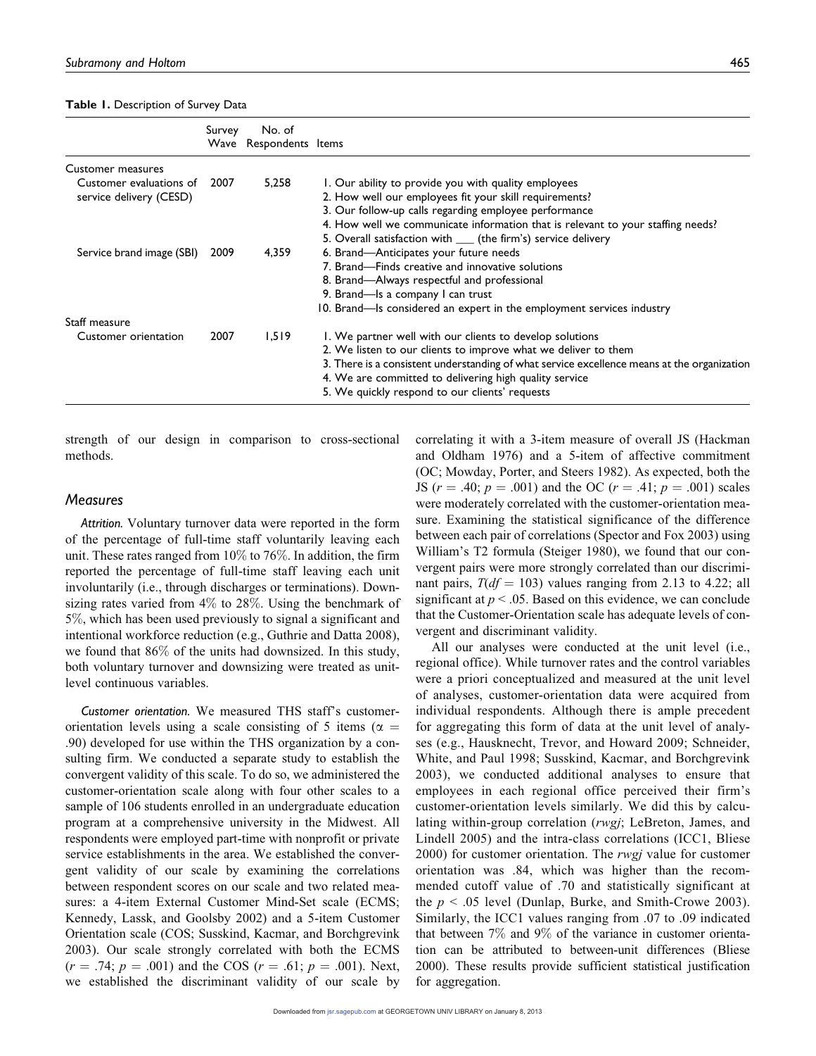**Table 1.** Description of Survey Data

| | Survey Wave | No. of Respondents | Items |
|---|---|---|---|
| Customer measures | | | |
| Customer evaluations of service delivery (CESD) | 2007 | 5,258 | 1. Our ability to provide you with quality employees<br>2. How well our employees fit your skill requirements?<br>3. Our follow-up calls regarding employee performance<br>4. How well we communicate information that is relevant to your staffing needs?<br>5. Overall satisfaction with ___ (the firm's) service delivery |
| Service brand image (SBI) | 2009 | 4,359 | 6. Brand—Anticipates your future needs<br>7. Brand—Finds creative and innovative solutions<br>8. Brand—Always respectful and professional<br>9. Brand—Is a company I can trust<br>10. Brand—Is considered an expert in the employment services industry |
| Staff measure | | | |
| Customer orientation | 2007 | 1,519 | 1. We partner well with our clients to develop solutions<br>2. We listen to our clients to improve what we deliver to them<br>3. There is a consistent understanding of what service excellence means at the organization<br>4. We are committed to delivering high quality service<br>5. We quickly respond to our clients' requests |

strength of our design in comparison to cross-sectional methods.

### Measures

*Attrition.* Voluntary turnover data were reported in the form of the percentage of full-time staff voluntarily leaving each unit. These rates ranged from 10% to 76%. In addition, the firm reported the percentage of full-time staff leaving each unit involuntarily (i.e., through discharges or terminations). Downsizing rates varied from 4% to 28%. Using the benchmark of 5%, which has been used previously to signal a significant and intentional workforce reduction (e.g., Guthrie and Datta 2008), we found that 86% of the units had downsized. In this study, both voluntary turnover and downsizing were treated as unit-level continuous variables.

*Customer orientation.* We measured THS staff's customer-orientation levels using a scale consisting of 5 items ($\alpha =$ .90) developed for use within the THS organization by a consulting firm. We conducted a separate study to establish the convergent validity of this scale. To do so, we administered the customer-orientation scale along with four other scales to a sample of 106 students enrolled in an undergraduate education program at a comprehensive university in the Midwest. All respondents were employed part-time with nonprofit or private service establishments in the area. We established the convergent validity of our scale by examining the correlations between respondent scores on our scale and two related measures: a 4-item External Customer Mind-Set scale (ECMS; Kennedy, Lassk, and Goolsby 2002) and a 5-item Customer Orientation scale (COS; Susskind, Kacmar, and Borchgrevink 2003). Our scale strongly correlated with both the ECMS ($r = .74$; $p = .001$) and the COS ($r = .61$; $p = .001$). Next, we established the discriminant validity of our scale by correlating it with a 3-item measure of overall JS (Hackman and Oldham 1976) and a 5-item of affective commitment (OC; Mowday, Porter, and Steers 1982). As expected, both the JS ($r = .40$; $p = .001$) and the OC ($r = .41$; $p = .001$) scales were moderately correlated with the customer-orientation measure. Examining the statistical significance of the difference between each pair of correlations (Spector and Fox 2003) using William's T2 formula (Steiger 1980), we found that our convergent pairs were more strongly correlated than our discriminant pairs, $T(df = 103)$ values ranging from 2.13 to 4.22; all significant at $p < .05$. Based on this evidence, we can conclude that the Customer-Orientation scale has adequate levels of convergent and discriminant validity.

All our analyses were conducted at the unit level (i.e., regional office). While turnover rates and the control variables were a priori conceptualized and measured at the unit level of analyses, customer-orientation data were acquired from individual respondents. Although there is ample precedent for aggregating this form of data at the unit level of analyses (e.g., Hausknecht, Trevor, and Howard 2009; Schneider, White, and Paul 1998; Susskind, Kacmar, and Borchgrevink 2003), we conducted additional analyses to ensure that employees in each regional office perceived their firm's customer-orientation levels similarly. We did this by calculating within-group correlation (*rwgj*; LeBreton, James, and Lindell 2005) and the intra-class correlations (ICC1, Bliese 2000) for customer orientation. The *rwgj* value for customer orientation was .84, which was higher than the recommended cutoff value of .70 and statistically significant at the $p < .05$ level (Dunlap, Burke, and Smith-Crowe 2003). Similarly, the ICC1 values ranging from .07 to .09 indicated that between 7% and 9% of the variance in customer orientation can be attributed to between-unit differences (Bliese 2000). These results provide sufficient statistical justification for aggregation.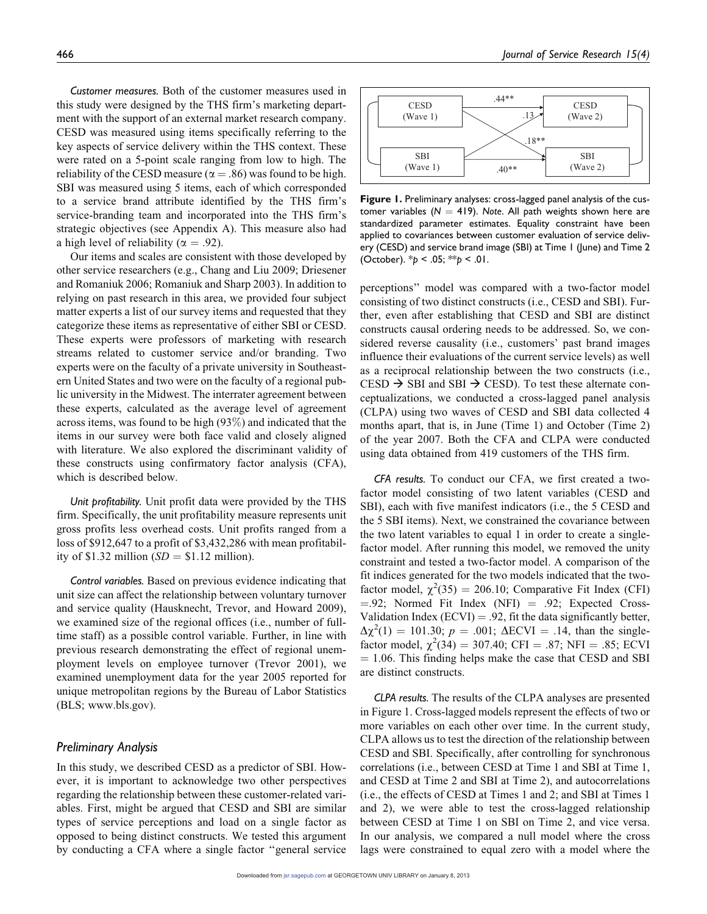*Customer measures.* Both of the customer measures used in this study were designed by the THS firm's marketing department with the support of an external market research company. CESD was measured using items specifically referring to the key aspects of service delivery within the THS context. These were rated on a 5-point scale ranging from low to high. The reliability of the CESD measure ($\alpha = .86$) was found to be high. SBI was measured using 5 items, each of which corresponded to a service brand attribute identified by the THS firm's service-branding team and incorporated into the THS firm's strategic objectives (see Appendix A). This measure also had a high level of reliability ($\alpha = .92$).

Our items and scales are consistent with those developed by other service researchers (e.g., Chang and Liu 2009; Driesener and Romaniuk 2006; Romaniuk and Sharp 2003). In addition to relying on past research in this area, we provided four subject matter experts a list of our survey items and requested that they categorize these items as representative of either SBI or CESD. These experts were professors of marketing with research streams related to customer service and/or branding. Two experts were on the faculty of a private university in Southeastern United States and two were on the faculty of a regional public university in the Midwest. The interrater agreement between these experts, calculated as the average level of agreement across items, was found to be high (93%) and indicated that the items in our survey were both face valid and closely aligned with literature. We also explored the discriminant validity of these constructs using confirmatory factor analysis (CFA), which is described below.

*Unit profitability.* Unit profit data were provided by the THS firm. Specifically, the unit profitability measure represents unit gross profits less overhead costs. Unit profits ranged from a loss of \$912,647 to a profit of \$3,432,286 with mean profitability of \$1.32 million ($SD$ = \$1.12 million).

*Control variables.* Based on previous evidence indicating that unit size can affect the relationship between voluntary turnover and service quality (Hausknecht, Trevor, and Howard 2009), we examined size of the regional offices (i.e., number of full-time staff) as a possible control variable. Further, in line with previous research demonstrating the effect of regional unemployment levels on employee turnover (Trevor 2001), we examined unemployment data for the year 2005 reported for unique metropolitan regions by the Bureau of Labor Statistics (BLS; www.bls.gov).

## Preliminary Analysis

In this study, we described CESD as a predictor of SBI. However, it is important to acknowledge two other perspectives regarding the relationship between these customer-related variables. First, might be argued that CESD and SBI are similar types of service perceptions and load on a single factor as opposed to being distinct constructs. We tested this argument by conducting a CFA where a single factor ''general service perceptions'' model was compared with a two-factor model consisting of two distinct constructs (i.e., CESD and SBI). Further, even after establishing that CESD and SBI are distinct constructs causal ordering needs to be addressed. So, we considered reverse causality (i.e., customers' past brand images influence their evaluations of the current service levels) as well as a reciprocal relationship between the two constructs (i.e., CESD → SBI and SBI → CESD). To test these alternate conceptualizations, we conducted a cross-lagged panel analysis (CLPA) using two waves of CESD and SBI data collected 4 months apart, that is, in June (Time 1) and October (Time 2) of the year 2007. Both the CFA and CLPA were conducted using data obtained from 419 customers of the THS firm.

CESD (Wave 1) → CESD (Wave 2): .44**; SBI (Wave 1) → CESD (Wave 2): .13; CESD (Wave 1) → SBI (Wave 2): .18**; SBI (Wave 1) → SBI (Wave 2): .40**

**Figure 1.** Preliminary analyses: cross-lagged panel analysis of the customer variables ($N$ = 419). *Note.* All path weights shown here are standardized parameter estimates. Equality constraint have been applied to covariances between customer evaluation of service delivery (CESD) and service brand image (SBI) at Time 1 (June) and Time 2 (October). *$p$ < .05; **$p$ < .01.

*CFA results.* To conduct our CFA, we first created a two-factor model consisting of two latent variables (CESD and SBI), each with five manifest indicators (i.e., the 5 CESD and the 5 SBI items). Next, we constrained the covariance between the two latent variables to equal 1 in order to create a single-factor model. After running this model, we removed the unity constraint and tested a two-factor model. A comparison of the fit indices generated for the two models indicated that the two-factor model, $\chi^2(35) = 206.10$; Comparative Fit Index (CFI) $= .92$; Normed Fit Index (NFI) $= .92$; Expected Cross-Validation Index (ECVI) $= .92$, fit the data significantly better, $\Delta\chi^2(1) = 101.30$; $p = .001$; $\Delta$ECVI $= .14$, than the single-factor model, $\chi^2(34) = 307.40$; CFI $= .87$; NFI $= .85$; ECVI $= 1.06$. This finding helps make the case that CESD and SBI are distinct constructs.

*CLPA results.* The results of the CLPA analyses are presented in Figure 1. Cross-lagged models represent the effects of two or more variables on each other over time. In the current study, CLPA allows us to test the direction of the relationship between CESD and SBI. Specifically, after controlling for synchronous correlations (i.e., between CESD at Time 1 and SBI at Time 1, and CESD at Time 2 and SBI at Time 2), and autocorrelations (i.e., the effects of CESD at Times 1 and 2; and SBI at Times 1 and 2), we were able to test the cross-lagged relationship between CESD at Time 1 on SBI on Time 2, and vice versa. In our analysis, we compared a null model where the cross lags were constrained to equal zero with a model where the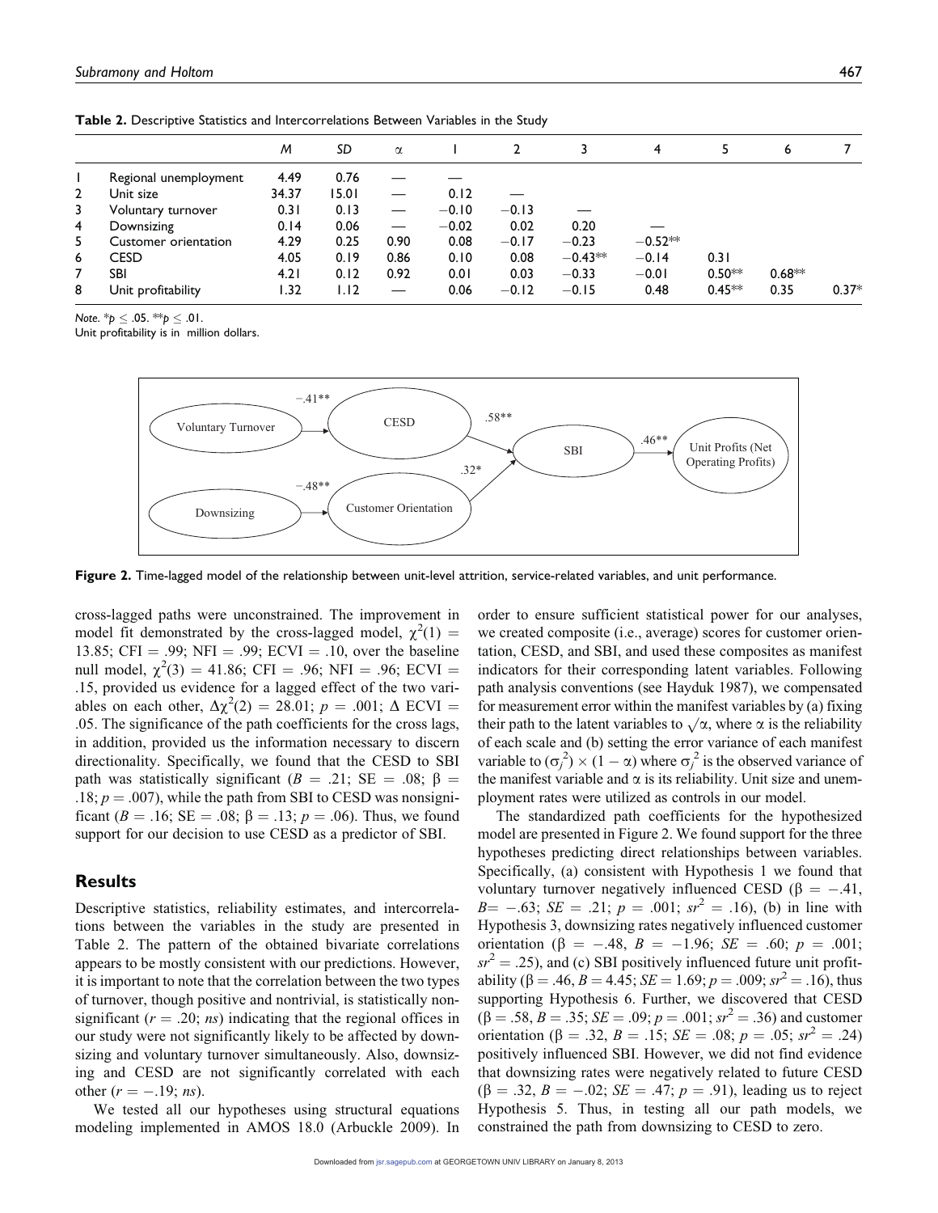**Table 2.** Descriptive Statistics and Intercorrelations Between Variables in the Study

| | | *M* | *SD* | α | 1 | 2 | 3 | 4 | 5 | 6 | 7 |
|---|---|---|---|---|---|---|---|---|---|---|---|
| 1 | Regional unemployment | 4.49 | 0.76 | — | — | | | | | | |
| 2 | Unit size | 34.37 | 15.01 | — | 0.12 | — | | | | | |
| 3 | Voluntary turnover | 0.31 | 0.13 | — | −0.10 | −0.13 | — | | | | |
| 4 | Downsizing | 0.14 | 0.06 | — | −0.02 | 0.02 | 0.20 | — | | | |
| 5 | Customer orientation | 4.29 | 0.25 | 0.90 | 0.08 | −0.17 | −0.23 | −0.52** | | | |
| 6 | CESD | 4.05 | 0.19 | 0.86 | 0.10 | 0.08 | −0.43** | −0.14 | 0.31 | | |
| 7 | SBI | 4.21 | 0.12 | 0.92 | 0.01 | 0.03 | −0.33 | −0.01 | 0.50** | 0.68** | |
| 8 | Unit profitability | 1.32 | 1.12 | — | 0.06 | −0.12 | −0.15 | 0.48 | 0.45** | 0.35 | 0.37* |

*Note.* *$p \leq .05$. **$p \leq .01$.
Unit profitability is in million dollars.

**Figure 2.** Time-lagged model of the relationship between unit-level attrition, service-related variables, and unit performance.

cross-lagged paths were unconstrained. The improvement in model fit demonstrated by the cross-lagged model, $\chi^2(1) = 13.85$; CFI = .99; NFI = .99; ECVI = .10, over the baseline null model, $\chi^2(3) = 41.86$; CFI = .96; NFI = .96; ECVI = .15, provided us evidence for a lagged effect of the two variables on each other, $\Delta\chi^2(2) = 28.01$; $p = .001$; Δ ECVI = .05. The significance of the path coefficients for the cross lags, in addition, provided us the information necessary to discern directionality. Specifically, we found that the CESD to SBI path was statistically significant ($B = .21$; SE = .08; $\beta = .18$; $p = .007$), while the path from SBI to CESD was nonsignificant ($B = .16$; SE = .08; $\beta = .13$; $p = .06$). Thus, we found support for our decision to use CESD as a predictor of SBI.

## Results

Descriptive statistics, reliability estimates, and intercorrelations between the variables in the study are presented in Table 2. The pattern of the obtained bivariate correlations appears to be mostly consistent with our predictions. However, it is important to note that the correlation between the two types of turnover, though positive and nontrivial, is statistically nonsignificant ($r = .20$; *ns*) indicating that the regional offices in our study were not significantly likely to be affected by downsizing and voluntary turnover simultaneously. Also, downsizing and CESD are not significantly correlated with each other ($r = -.19$; *ns*).

We tested all our hypotheses using structural equations modeling implemented in AMOS 18.0 (Arbuckle 2009). In order to ensure sufficient statistical power for our analyses, we created composite (i.e., average) scores for customer orientation, CESD, and SBI, and used these composites as manifest indicators for their corresponding latent variables. Following path analysis conventions (see Hayduk 1987), we compensated for measurement error within the manifest variables by (a) fixing their path to the latent variables to $\sqrt{\alpha}$, where α is the reliability of each scale and (b) setting the error variance of each manifest variable to $(\sigma_j^2) \times (1 - \alpha)$ where $\sigma_j^2$ is the observed variance of the manifest variable and α is its reliability. Unit size and unemployment rates were utilized as controls in our model.

The standardized path coefficients for the hypothesized model are presented in Figure 2. We found support for the three hypotheses predicting direct relationships between variables. Specifically, (a) consistent with Hypothesis 1 we found that voluntary turnover negatively influenced CESD ($\beta = -.41$, $B = -.63$; $SE = .21$; $p = .001$; $sr^2 = .16$), (b) in line with Hypothesis 3, downsizing rates negatively influenced customer orientation ($\beta = -.48$, $B = -1.96$; $SE = .60$; $p = .001$; $sr^2 = .25$), and (c) SBI positively influenced future unit profitability ($\beta = .46$, $B = 4.45$; $SE = 1.69$; $p = .009$; $sr^2 = .16$), thus supporting Hypothesis 6. Further, we discovered that CESD ($\beta = .58$, $B = .35$; $SE = .09$; $p = .001$; $sr^2 = .36$) and customer orientation ($\beta = .32$, $B = .15$; $SE = .08$; $p = .05$; $sr^2 = .24$) positively influenced SBI. However, we did not find evidence that downsizing rates were negatively related to future CESD ($\beta = .32$, $B = -.02$; $SE = .47$; $p = .91$), leading us to reject Hypothesis 5. Thus, in testing all our path models, we constrained the path from downsizing to CESD to zero.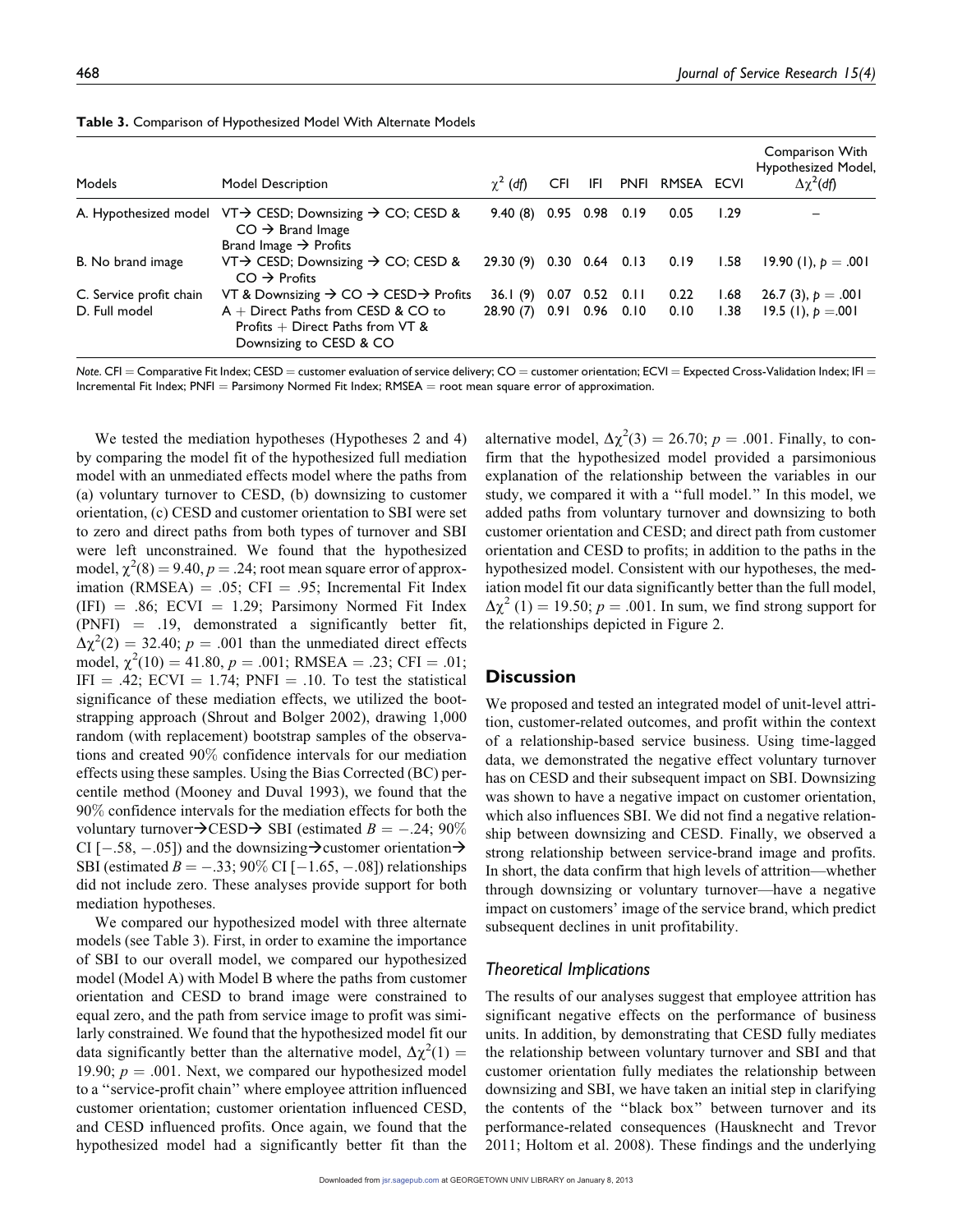**Table 3.** Comparison of Hypothesized Model With Alternate Models

| Models | Model Description | $\chi^2$ (df) | CFI | IFI | PNFI | RMSEA | ECVI | Comparison With Hypothesized Model, $\Delta\chi^2$(df) |
|---|---|---|---|---|---|---|---|---|
| A. Hypothesized model | VT→ CESD; Downsizing → CO; CESD & CO → Brand Image Brand Image → Profits | 9.40 (8) | 0.95 | 0.98 | 0.19 | 0.05 | 1.29 | – |
| B. No brand image | VT→ CESD; Downsizing → CO; CESD & CO → Profits | 29.30 (9) | 0.30 | 0.64 | 0.13 | 0.19 | 1.58 | 19.90 (1), $p$ = .001 |
| C. Service profit chain | VT & Downsizing → CO → CESD→ Profits | 36.1 (9) | 0.07 | 0.52 | 0.11 | 0.22 | 1.68 | 26.7 (3), $p$ = .001 |
| D. Full model | A + Direct Paths from CESD & CO to Profits + Direct Paths from VT & Downsizing to CESD & CO | 28.90 (7) | 0.91 | 0.96 | 0.10 | 0.10 | 1.38 | 19.5 (1), $p$ =.001 |

*Note.* CFI = Comparative Fit Index; CESD = customer evaluation of service delivery; CO = customer orientation; ECVI = Expected Cross-Validation Index; IFI = Incremental Fit Index; PNFI = Parsimony Normed Fit Index; RMSEA = root mean square error of approximation.

We tested the mediation hypotheses (Hypotheses 2 and 4) by comparing the model fit of the hypothesized full mediation model with an unmediated effects model where the paths from (a) voluntary turnover to CESD, (b) downsizing to customer orientation, (c) CESD and customer orientation to SBI were set to zero and direct paths from both types of turnover and SBI were left unconstrained. We found that the hypothesized model, $\chi^2(8) = 9.40$, $p = .24$; root mean square error of approximation (RMSEA) = .05; CFI = .95; Incremental Fit Index (IFI) = .86; ECVI = 1.29; Parsimony Normed Fit Index (PNFI) = .19, demonstrated a significantly better fit, $\Delta\chi^2(2) = 32.40$; $p = .001$ than the unmediated direct effects model, $\chi^2(10) = 41.80$, $p = .001$; RMSEA = .23; CFI = .01; IFI = .42; ECVI = 1.74; PNFI = .10. To test the statistical significance of these mediation effects, we utilized the bootstrapping approach (Shrout and Bolger 2002), drawing 1,000 random (with replacement) bootstrap samples of the observations and created 90% confidence intervals for our mediation effects using these samples. Using the Bias Corrected (BC) percentile method (Mooney and Duval 1993), we found that the 90% confidence intervals for the mediation effects for both the voluntary turnover→CESD→ SBI (estimated $B = -.24$; 90% CI [−.58, −.05]) and the downsizing→customer orientation→ SBI (estimated $B = -.33$; 90% CI [−1.65, −.08]) relationships did not include zero. These analyses provide support for both mediation hypotheses.

We compared our hypothesized model with three alternate models (see Table 3). First, in order to examine the importance of SBI to our overall model, we compared our hypothesized model (Model A) with Model B where the paths from customer orientation and CESD to brand image were constrained to equal zero, and the path from service image to profit was similarly constrained. We found that the hypothesized model fit our data significantly better than the alternative model, $\Delta\chi^2(1) = 19.90$; $p = .001$. Next, we compared our hypothesized model to a "service-profit chain" where employee attrition influenced customer orientation; customer orientation influenced CESD, and CESD influenced profits. Once again, we found that the hypothesized model had a significantly better fit than the alternative model, $\Delta\chi^2(3) = 26.70$; $p = .001$. Finally, to confirm that the hypothesized model provided a parsimonious explanation of the relationship between the variables in our study, we compared it with a "full model." In this model, we added paths from voluntary turnover and downsizing to both customer orientation and CESD; and direct path from customer orientation and CESD to profits; in addition to the paths in the hypothesized model. Consistent with our hypotheses, the mediation model fit our data significantly better than the full model, $\Delta\chi^2(1) = 19.50$; $p = .001$. In sum, we find strong support for the relationships depicted in Figure 2.

## Discussion

We proposed and tested an integrated model of unit-level attrition, customer-related outcomes, and profit within the context of a relationship-based service business. Using time-lagged data, we demonstrated the negative effect voluntary turnover has on CESD and their subsequent impact on SBI. Downsizing was shown to have a negative impact on customer orientation, which also influences SBI. We did not find a negative relationship between downsizing and CESD. Finally, we observed a strong relationship between service-brand image and profits. In short, the data confirm that high levels of attrition—whether through downsizing or voluntary turnover—have a negative impact on customers' image of the service brand, which predict subsequent declines in unit profitability.

### Theoretical Implications

The results of our analyses suggest that employee attrition has significant negative effects on the performance of business units. In addition, by demonstrating that CESD fully mediates the relationship between voluntary turnover and SBI and that customer orientation fully mediates the relationship between downsizing and SBI, we have taken an initial step in clarifying the contents of the "black box" between turnover and its performance-related consequences (Hausknecht and Trevor 2011; Holtom et al. 2008). These findings and the underlying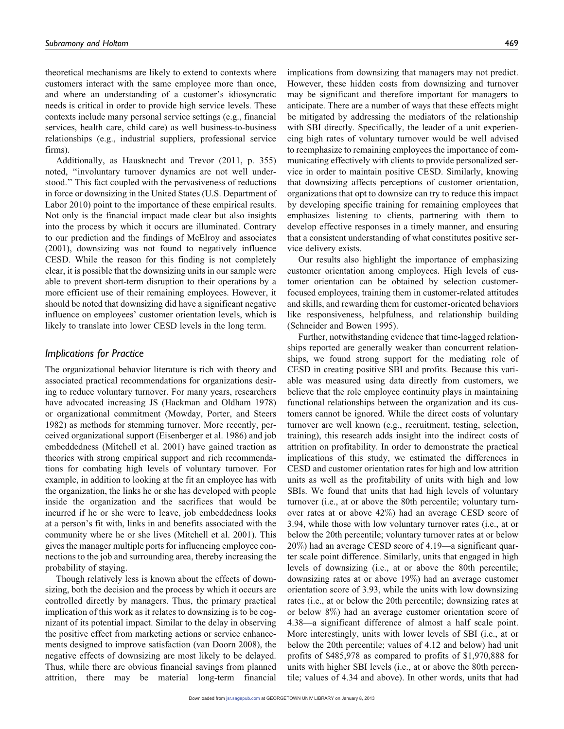theoretical mechanisms are likely to extend to contexts where customers interact with the same employee more than once, and where an understanding of a customer's idiosyncratic needs is critical in order to provide high service levels. These contexts include many personal service settings (e.g., financial services, health care, child care) as well business-to-business relationships (e.g., industrial suppliers, professional service firms).

Additionally, as Hausknecht and Trevor (2011, p. 355) noted, ''involuntary turnover dynamics are not well understood.'' This fact coupled with the pervasiveness of reductions in force or downsizing in the United States (U.S. Department of Labor 2010) point to the importance of these empirical results. Not only is the financial impact made clear but also insights into the process by which it occurs are illuminated. Contrary to our prediction and the findings of McElroy and associates (2001), downsizing was not found to negatively influence CESD. While the reason for this finding is not completely clear, it is possible that the downsizing units in our sample were able to prevent short-term disruption to their operations by a more efficient use of their remaining employees. However, it should be noted that downsizing did have a significant negative influence on employees' customer orientation levels, which is likely to translate into lower CESD levels in the long term.

## Implications for Practice

The organizational behavior literature is rich with theory and associated practical recommendations for organizations desiring to reduce voluntary turnover. For many years, researchers have advocated increasing JS (Hackman and Oldham 1978) or organizational commitment (Mowday, Porter, and Steers 1982) as methods for stemming turnover. More recently, perceived organizational support (Eisenberger et al. 1986) and job embeddedness (Mitchell et al. 2001) have gained traction as theories with strong empirical support and rich recommendations for combating high levels of voluntary turnover. For example, in addition to looking at the fit an employee has with the organization, the links he or she has developed with people inside the organization and the sacrifices that would be incurred if he or she were to leave, job embeddedness looks at a person's fit with, links in and benefits associated with the community where he or she lives (Mitchell et al. 2001). This gives the manager multiple ports for influencing employee connections to the job and surrounding area, thereby increasing the probability of staying.

Though relatively less is known about the effects of downsizing, both the decision and the process by which it occurs are controlled directly by managers. Thus, the primary practical implication of this work as it relates to downsizing is to be cognizant of its potential impact. Similar to the delay in observing the positive effect from marketing actions or service enhancements designed to improve satisfaction (van Doorn 2008), the negative effects of downsizing are most likely to be delayed. Thus, while there are obvious financial savings from planned attrition, there may be material long-term financial implications from downsizing that managers may not predict. However, these hidden costs from downsizing and turnover may be significant and therefore important for managers to anticipate. There are a number of ways that these effects might be mitigated by addressing the mediators of the relationship with SBI directly. Specifically, the leader of a unit experiencing high rates of voluntary turnover would be well advised to reemphasize to remaining employees the importance of communicating effectively with clients to provide personalized service in order to maintain positive CESD. Similarly, knowing that downsizing affects perceptions of customer orientation, organizations that opt to downsize can try to reduce this impact by developing specific training for remaining employees that emphasizes listening to clients, partnering with them to develop effective responses in a timely manner, and ensuring that a consistent understanding of what constitutes positive service delivery exists.

Our results also highlight the importance of emphasizing customer orientation among employees. High levels of customer orientation can be obtained by selection customer-focused employees, training them in customer-related attitudes and skills, and rewarding them for customer-oriented behaviors like responsiveness, helpfulness, and relationship building (Schneider and Bowen 1995).

Further, notwithstanding evidence that time-lagged relationships reported are generally weaker than concurrent relationships, we found strong support for the mediating role of CESD in creating positive SBI and profits. Because this variable was measured using data directly from customers, we believe that the role employee continuity plays in maintaining functional relationships between the organization and its customers cannot be ignored. While the direct costs of voluntary turnover are well known (e.g., recruitment, testing, selection, training), this research adds insight into the indirect costs of attrition on profitability. In order to demonstrate the practical implications of this study, we estimated the differences in CESD and customer orientation rates for high and low attrition units as well as the profitability of units with high and low SBIs. We found that units that had high levels of voluntary turnover (i.e., at or above the 80th percentile; voluntary turnover rates at or above 42%) had an average CESD score of 3.94, while those with low voluntary turnover rates (i.e., at or below the 20th percentile; voluntary turnover rates at or below 20%) had an average CESD score of 4.19—a significant quarter scale point difference. Similarly, units that engaged in high levels of downsizing (i.e., at or above the 80th percentile; downsizing rates at or above 19%) had an average customer orientation score of 3.93, while the units with low downsizing rates (i.e., at or below the 20th percentile; downsizing rates at or below 8%) had an average customer orientation score of 4.38—a significant difference of almost a half scale point. More interestingly, units with lower levels of SBI (i.e., at or below the 20th percentile; values of 4.12 and below) had unit profits of $485,978 as compared to profits of $1,970,888 for units with higher SBI levels (i.e., at or above the 80th percentile; values of 4.34 and above). In other words, units that had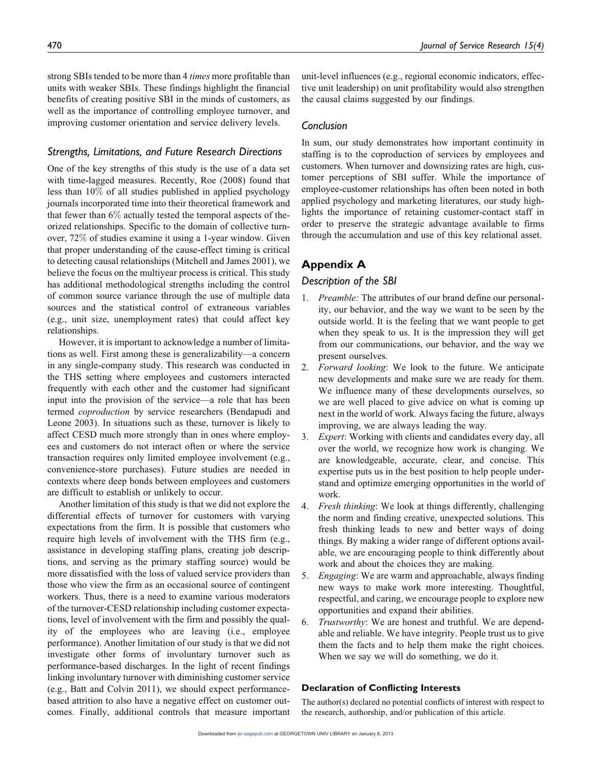strong SBIs tended to be more than 4 *times* more profitable than units with weaker SBIs. These findings highlight the financial benefits of creating positive SBI in the minds of customers, as well as the importance of controlling employee turnover, and improving customer orientation and service delivery levels.

### Strengths, Limitations, and Future Research Directions

One of the key strengths of this study is the use of a data set with time-lagged measures. Recently, Roe (2008) found that less than 10% of all studies published in applied psychology journals incorporated time into their theoretical framework and that fewer than 6% actually tested the temporal aspects of theorized relationships. Specific to the domain of collective turnover, 72% of studies examine it using a 1-year window. Given that proper understanding of the cause-effect timing is critical to detecting causal relationships (Mitchell and James 2001), we believe the focus on the multiyear process is critical. This study has additional methodological strengths including the control of common source variance through the use of multiple data sources and the statistical control of extraneous variables (e.g., unit size, unemployment rates) that could affect key relationships.

However, it is important to acknowledge a number of limitations as well. First among these is generalizability—a concern in any single-company study. This research was conducted in the THS setting where employees and customers interacted frequently with each other and the customer had significant input into the provision of the service—a role that has been termed *coproduction* by service researchers (Bendapudi and Leone 2003). In situations such as these, turnover is likely to affect CESD much more strongly than in ones where employees and customers do not interact often or where the service transaction requires only limited employee involvement (e.g., convenience-store purchases). Future studies are needed in contexts where deep bonds between employees and customers are difficult to establish or unlikely to occur.

Another limitation of this study is that we did not explore the differential effects of turnover for customers with varying expectations from the firm. It is possible that customers who require high levels of involvement with the THS firm (e.g., assistance in developing staffing plans, creating job descriptions, and serving as the primary staffing source) would be more dissatisfied with the loss of valued service providers than those who view the firm as an occasional source of contingent workers. Thus, there is a need to examine various moderators of the turnover-CESD relationship including customer expectations, level of involvement with the firm and possibly the quality of the employees who are leaving (i.e., employee performance). Another limitation of our study is that we did not investigate other forms of involuntary turnover such as performance-based discharges. In the light of recent findings linking involuntary turnover with diminishing customer service (e.g., Batt and Colvin 2011), we should expect performance-based attrition to also have a negative effect on customer outcomes. Finally, additional controls that measure important unit-level influences (e.g., regional economic indicators, effective unit leadership) on unit profitability would also strengthen the causal claims suggested by our findings.

### Conclusion

In sum, our study demonstrates how important continuity in staffing is to the coproduction of services by employees and customers. When turnover and downsizing rates are high, customer perceptions of SBI suffer. While the importance of employee-customer relationships has often been noted in both applied psychology and marketing literatures, our study highlights the importance of retaining customer-contact staff in order to preserve the strategic advantage available to firms through the accumulation and use of this key relational asset.

## Appendix A

### Description of the SBI

1. *Preamble:* The attributes of our brand define our personality, our behavior, and the way we want to be seen by the outside world. It is the feeling that we want people to get when they speak to us. It is the impression they will get from our communications, our behavior, and the way we present ourselves.
2. *Forward looking*: We look to the future. We anticipate new developments and make sure we are ready for them. We influence many of these developments ourselves, so we are well placed to give advice on what is coming up next in the world of work. Always facing the future, always improving, we are always leading the way.
3. *Expert*: Working with clients and candidates every day, all over the world, we recognize how work is changing. We are knowledgeable, accurate, clear, and concise. This expertise puts us in the best position to help people understand and optimize emerging opportunities in the world of work.
4. *Fresh thinking*: We look at things differently, challenging the norm and finding creative, unexpected solutions. This fresh thinking leads to new and better ways of doing things. By making a wider range of different options available, we are encouraging people to think differently about work and about the choices they are making.
5. *Engaging*: We are warm and approachable, always finding new ways to make work more interesting. Thoughtful, respectful, and caring, we encourage people to explore new opportunities and expand their abilities.
6. *Trustworthy*: We are honest and truthful. We are dependable and reliable. We have integrity. People trust us to give them the facts and to help them make the right choices. When we say we will do something, we do it.

#### Declaration of Conflicting Interests

The author(s) declared no potential conflicts of interest with respect to the research, authorship, and/or publication of this article.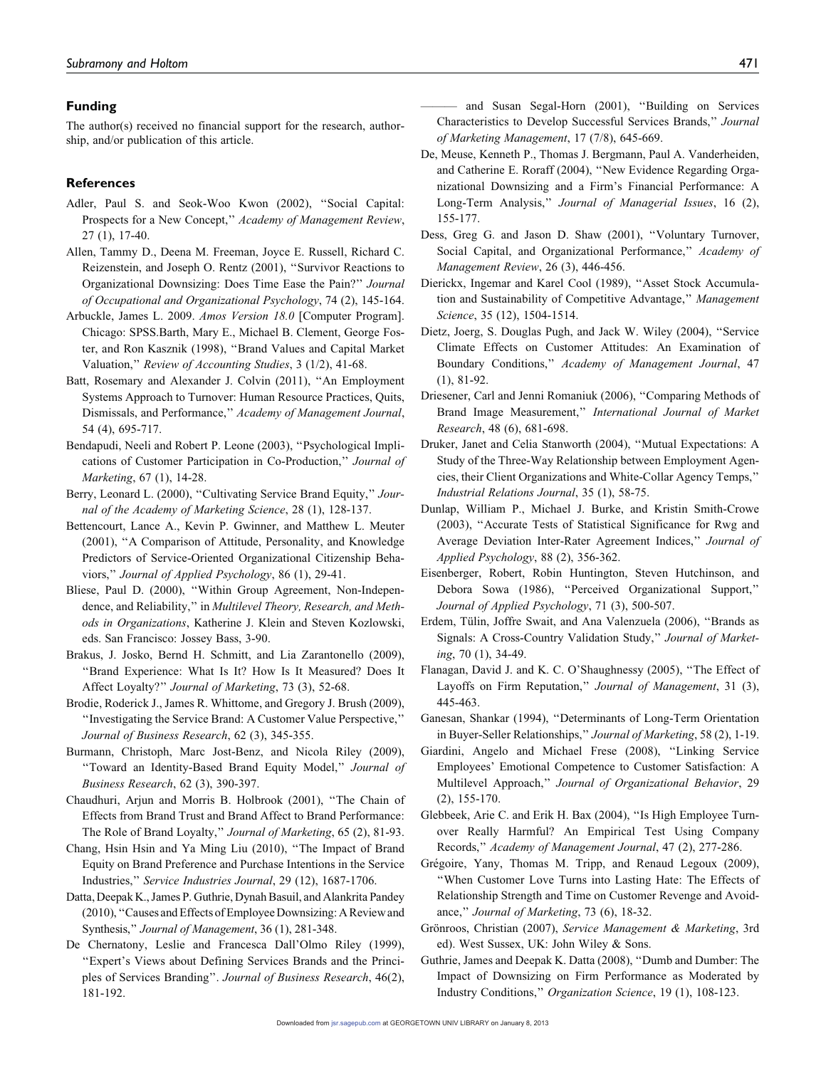## Funding

The author(s) received no financial support for the research, authorship, and/or publication of this article.

## References

Adler, Paul S. and Seok-Woo Kwon (2002), ''Social Capital: Prospects for a New Concept,'' *Academy of Management Review*, 27 (1), 17-40.

Allen, Tammy D., Deena M. Freeman, Joyce E. Russell, Richard C. Reizenstein, and Joseph O. Rentz (2001), ''Survivor Reactions to Organizational Downsizing: Does Time Ease the Pain?'' *Journal of Occupational and Organizational Psychology*, 74 (2), 145-164.

Arbuckle, James L. 2009. *Amos Version 18.0* [Computer Program]. Chicago: SPSS.Barth, Mary E., Michael B. Clement, George Foster, and Ron Kasznik (1998), ''Brand Values and Capital Market Valuation,'' *Review of Accounting Studies*, 3 (1/2), 41-68.

Batt, Rosemary and Alexander J. Colvin (2011), ''An Employment Systems Approach to Turnover: Human Resource Practices, Quits, Dismissals, and Performance,'' *Academy of Management Journal*, 54 (4), 695-717.

Bendapudi, Neeli and Robert P. Leone (2003), ''Psychological Implications of Customer Participation in Co-Production,'' *Journal of Marketing*, 67 (1), 14-28.

Berry, Leonard L. (2000), ''Cultivating Service Brand Equity,'' *Journal of the Academy of Marketing Science*, 28 (1), 128-137.

Bettencourt, Lance A., Kevin P. Gwinner, and Matthew L. Meuter (2001), ''A Comparison of Attitude, Personality, and Knowledge Predictors of Service-Oriented Organizational Citizenship Behaviors,'' *Journal of Applied Psychology*, 86 (1), 29-41.

Bliese, Paul D. (2000), ''Within Group Agreement, Non-Independence, and Reliability,'' in *Multilevel Theory, Research, and Methods in Organizations*, Katherine J. Klein and Steven Kozlowski, eds. San Francisco: Jossey Bass, 3-90.

Brakus, J. Josko, Bernd H. Schmitt, and Lia Zarantonello (2009), ''Brand Experience: What Is It? How Is It Measured? Does It Affect Loyalty?'' *Journal of Marketing*, 73 (3), 52-68.

Brodie, Roderick J., James R. Whittome, and Gregory J. Brush (2009), ''Investigating the Service Brand: A Customer Value Perspective,'' *Journal of Business Research*, 62 (3), 345-355.

Burmann, Christoph, Marc Jost-Benz, and Nicola Riley (2009), ''Toward an Identity-Based Brand Equity Model,'' *Journal of Business Research*, 62 (3), 390-397.

Chaudhuri, Arjun and Morris B. Holbrook (2001), ''The Chain of Effects from Brand Trust and Brand Affect to Brand Performance: The Role of Brand Loyalty,'' *Journal of Marketing*, 65 (2), 81-93.

Chang, Hsin Hsin and Ya Ming Liu (2010), ''The Impact of Brand Equity on Brand Preference and Purchase Intentions in the Service Industries,'' *Service Industries Journal*, 29 (12), 1687-1706.

Datta, Deepak K., James P. Guthrie, Dynah Basuil, and Alankrita Pandey (2010), ''Causes and Effects of Employee Downsizing: A Review and Synthesis,'' *Journal of Management*, 36 (1), 281-348.

De Chernatony, Leslie and Francesca Dall'Olmo Riley (1999), ''Expert's Views about Defining Services Brands and the Principles of Services Branding''. *Journal of Business Research*, 46(2), 181-192.

——— and Susan Segal-Horn (2001), ''Building on Services Characteristics to Develop Successful Services Brands,'' *Journal of Marketing Management*, 17 (7/8), 645-669.

De, Meuse, Kenneth P., Thomas J. Bergmann, Paul A. Vanderheiden, and Catherine E. Roraff (2004), ''New Evidence Regarding Organizational Downsizing and a Firm's Financial Performance: A Long-Term Analysis,'' *Journal of Managerial Issues*, 16 (2), 155-177.

Dess, Greg G. and Jason D. Shaw (2001), ''Voluntary Turnover, Social Capital, and Organizational Performance,'' *Academy of Management Review*, 26 (3), 446-456.

Dierickx, Ingemar and Karel Cool (1989), ''Asset Stock Accumulation and Sustainability of Competitive Advantage,'' *Management Science*, 35 (12), 1504-1514.

Dietz, Joerg, S. Douglas Pugh, and Jack W. Wiley (2004), ''Service Climate Effects on Customer Attitudes: An Examination of Boundary Conditions,'' *Academy of Management Journal*, 47 (1), 81-92.

Driesener, Carl and Jenni Romaniuk (2006), ''Comparing Methods of Brand Image Measurement,'' *International Journal of Market Research*, 48 (6), 681-698.

Druker, Janet and Celia Stanworth (2004), ''Mutual Expectations: A Study of the Three-Way Relationship between Employment Agencies, their Client Organizations and White-Collar Agency Temps,'' *Industrial Relations Journal*, 35 (1), 58-75.

Dunlap, William P., Michael J. Burke, and Kristin Smith-Crowe (2003), ''Accurate Tests of Statistical Significance for Rwg and Average Deviation Inter-Rater Agreement Indices,'' *Journal of Applied Psychology*, 88 (2), 356-362.

Eisenberger, Robert, Robin Huntington, Steven Hutchinson, and Debora Sowa (1986), ''Perceived Organizational Support,'' *Journal of Applied Psychology*, 71 (3), 500-507.

Erdem, Tülin, Joffre Swait, and Ana Valenzuela (2006), ''Brands as Signals: A Cross-Country Validation Study,'' *Journal of Marketing*, 70 (1), 34-49.

Flanagan, David J. and K. C. O'Shaughnessy (2005), ''The Effect of Layoffs on Firm Reputation,'' *Journal of Management*, 31 (3), 445-463.

Ganesan, Shankar (1994), ''Determinants of Long-Term Orientation in Buyer-Seller Relationships,'' *Journal of Marketing*, 58 (2), 1-19.

Giardini, Angelo and Michael Frese (2008), ''Linking Service Employees' Emotional Competence to Customer Satisfaction: A Multilevel Approach,'' *Journal of Organizational Behavior*, 29 (2), 155-170.

Glebbeek, Arie C. and Erik H. Bax (2004), ''Is High Employee Turnover Really Harmful? An Empirical Test Using Company Records,'' *Academy of Management Journal*, 47 (2), 277-286.

Grégoire, Yany, Thomas M. Tripp, and Renaud Legoux (2009), ''When Customer Love Turns into Lasting Hate: The Effects of Relationship Strength and Time on Customer Revenge and Avoidance,'' *Journal of Marketing*, 73 (6), 18-32.

Grönroos, Christian (2007), *Service Management & Marketing*, 3rd ed). West Sussex, UK: John Wiley & Sons.

Guthrie, James and Deepak K. Datta (2008), ''Dumb and Dumber: The Impact of Downsizing on Firm Performance as Moderated by Industry Conditions,'' *Organization Science*, 19 (1), 108-123.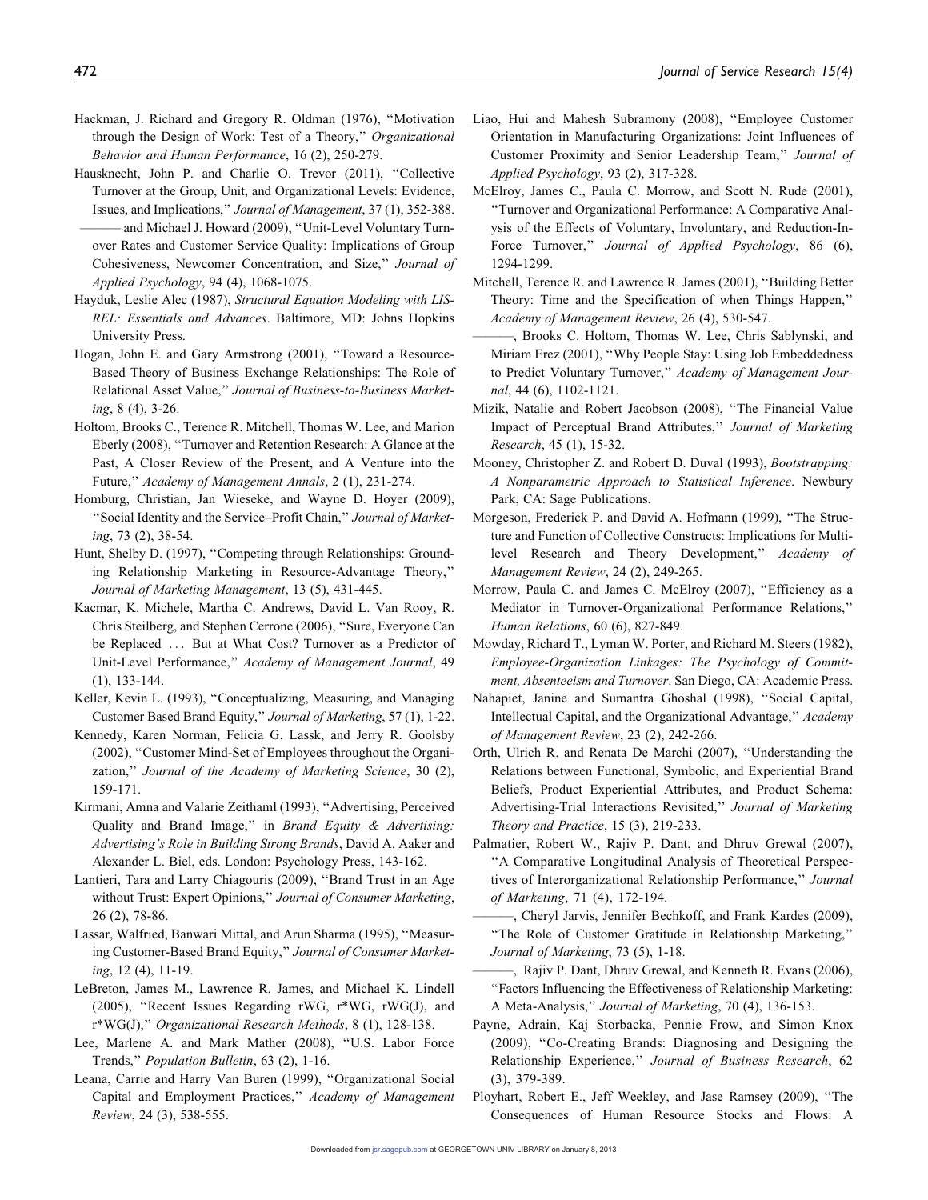Hackman, J. Richard and Gregory R. Oldman (1976), "Motivation through the Design of Work: Test of a Theory," *Organizational Behavior and Human Performance*, 16 (2), 250-279.

Hausknecht, John P. and Charlie O. Trevor (2011), "Collective Turnover at the Group, Unit, and Organizational Levels: Evidence, Issues, and Implications," *Journal of Management*, 37 (1), 352-388.

——— and Michael J. Howard (2009), "Unit-Level Voluntary Turnover Rates and Customer Service Quality: Implications of Group Cohesiveness, Newcomer Concentration, and Size," *Journal of Applied Psychology*, 94 (4), 1068-1075.

Hayduk, Leslie Alec (1987), *Structural Equation Modeling with LISREL: Essentials and Advances*. Baltimore, MD: Johns Hopkins University Press.

Hogan, John E. and Gary Armstrong (2001), "Toward a Resource-Based Theory of Business Exchange Relationships: The Role of Relational Asset Value," *Journal of Business-to-Business Marketing*, 8 (4), 3-26.

Holtom, Brooks C., Terence R. Mitchell, Thomas W. Lee, and Marion Eberly (2008), "Turnover and Retention Research: A Glance at the Past, A Closer Review of the Present, and A Venture into the Future," *Academy of Management Annals*, 2 (1), 231-274.

Homburg, Christian, Jan Wieseke, and Wayne D. Hoyer (2009), "Social Identity and the Service–Profit Chain," *Journal of Marketing*, 73 (2), 38-54.

Hunt, Shelby D. (1997), "Competing through Relationships: Grounding Relationship Marketing in Resource-Advantage Theory," *Journal of Marketing Management*, 13 (5), 431-445.

Kacmar, K. Michele, Martha C. Andrews, David L. Van Rooy, R. Chris Steilberg, and Stephen Cerrone (2006), "Sure, Everyone Can be Replaced ... But at What Cost? Turnover as a Predictor of Unit-Level Performance," *Academy of Management Journal*, 49 (1), 133-144.

Keller, Kevin L. (1993), "Conceptualizing, Measuring, and Managing Customer Based Brand Equity," *Journal of Marketing*, 57 (1), 1-22.

Kennedy, Karen Norman, Felicia G. Lassk, and Jerry R. Goolsby (2002), "Customer Mind-Set of Employees throughout the Organization," *Journal of the Academy of Marketing Science*, 30 (2), 159-171.

Kirmani, Amna and Valarie Zeithaml (1993), "Advertising, Perceived Quality and Brand Image," in *Brand Equity & Advertising: Advertising's Role in Building Strong Brands*, David A. Aaker and Alexander L. Biel, eds. London: Psychology Press, 143-162.

Lantieri, Tara and Larry Chiagouris (2009), "Brand Trust in an Age without Trust: Expert Opinions," *Journal of Consumer Marketing*, 26 (2), 78-86.

Lassar, Walfried, Banwari Mittal, and Arun Sharma (1995), "Measuring Customer-Based Brand Equity," *Journal of Consumer Marketing*, 12 (4), 11-19.

LeBreton, James M., Lawrence R. James, and Michael K. Lindell (2005), "Recent Issues Regarding rWG, r*WG, rWG(J), and r*WG(J)," *Organizational Research Methods*, 8 (1), 128-138.

Lee, Marlene A. and Mark Mather (2008), "U.S. Labor Force Trends," *Population Bulletin*, 63 (2), 1-16.

Leana, Carrie and Harry Van Buren (1999), "Organizational Social Capital and Employment Practices," *Academy of Management Review*, 24 (3), 538-555.

Liao, Hui and Mahesh Subramony (2008), "Employee Customer Orientation in Manufacturing Organizations: Joint Influences of Customer Proximity and Senior Leadership Team," *Journal of Applied Psychology*, 93 (2), 317-328.

McElroy, James C., Paula C. Morrow, and Scott N. Rude (2001), "Turnover and Organizational Performance: A Comparative Analysis of the Effects of Voluntary, Involuntary, and Reduction-In-Force Turnover," *Journal of Applied Psychology*, 86 (6), 1294-1299.

Mitchell, Terence R. and Lawrence R. James (2001), "Building Better Theory: Time and the Specification of when Things Happen," *Academy of Management Review*, 26 (4), 530-547.

———, Brooks C. Holtom, Thomas W. Lee, Chris Sablynski, and Miriam Erez (2001), "Why People Stay: Using Job Embeddedness to Predict Voluntary Turnover," *Academy of Management Journal*, 44 (6), 1102-1121.

Mizik, Natalie and Robert Jacobson (2008), "The Financial Value Impact of Perceptual Brand Attributes," *Journal of Marketing Research*, 45 (1), 15-32.

Mooney, Christopher Z. and Robert D. Duval (1993), *Bootstrapping: A Nonparametric Approach to Statistical Inference*. Newbury Park, CA: Sage Publications.

Morgeson, Frederick P. and David A. Hofmann (1999), "The Structure and Function of Collective Constructs: Implications for Multilevel Research and Theory Development," *Academy of Management Review*, 24 (2), 249-265.

Morrow, Paula C. and James C. McElroy (2007), "Efficiency as a Mediator in Turnover-Organizational Performance Relations," *Human Relations*, 60 (6), 827-849.

Mowday, Richard T., Lyman W. Porter, and Richard M. Steers (1982), *Employee-Organization Linkages: The Psychology of Commitment, Absenteeism and Turnover*. San Diego, CA: Academic Press.

Nahapiet, Janine and Sumantra Ghoshal (1998), "Social Capital, Intellectual Capital, and the Organizational Advantage," *Academy of Management Review*, 23 (2), 242-266.

Orth, Ulrich R. and Renata De Marchi (2007), "Understanding the Relations between Functional, Symbolic, and Experiential Brand Beliefs, Product Experiential Attributes, and Product Schema: Advertising-Trial Interactions Revisited," *Journal of Marketing Theory and Practice*, 15 (3), 219-233.

Palmatier, Robert W., Rajiv P. Dant, and Dhruv Grewal (2007), "A Comparative Longitudinal Analysis of Theoretical Perspectives of Interorganizational Relationship Performance," *Journal of Marketing*, 71 (4), 172-194.

———, Cheryl Jarvis, Jennifer Bechkoff, and Frank Kardes (2009), "The Role of Customer Gratitude in Relationship Marketing," *Journal of Marketing*, 73 (5), 1-18.

———, Rajiv P. Dant, Dhruv Grewal, and Kenneth R. Evans (2006), "Factors Influencing the Effectiveness of Relationship Marketing: A Meta-Analysis," *Journal of Marketing*, 70 (4), 136-153.

Payne, Adrain, Kaj Storbacka, Pennie Frow, and Simon Knox (2009), "Co-Creating Brands: Diagnosing and Designing the Relationship Experience," *Journal of Business Research*, 62 (3), 379-389.

Ployhart, Robert E., Jeff Weekley, and Jase Ramsey (2009), "The Consequences of Human Resource Stocks and Flows: A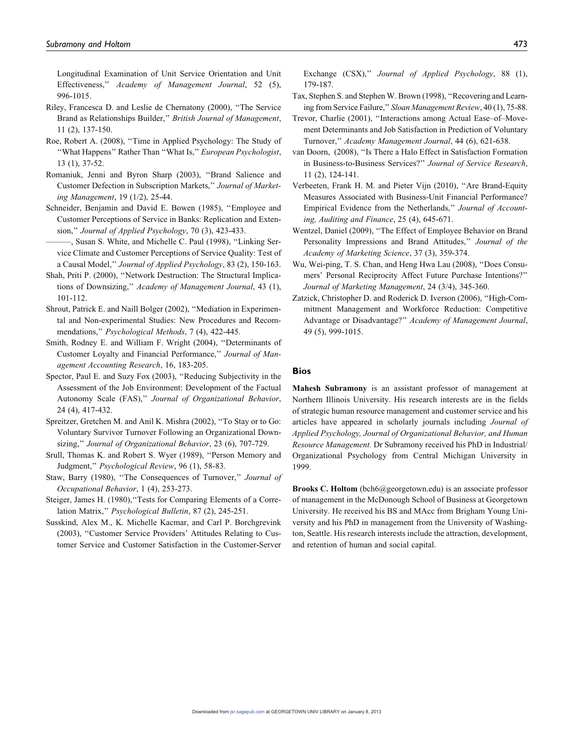Longitudinal Examination of Unit Service Orientation and Unit Effectiveness,'' *Academy of Management Journal*, 52 (5), 996-1015.

Riley, Francesca D. and Leslie de Chernatony (2000), ''The Service Brand as Relationships Builder,'' *British Journal of Management*, 11 (2), 137-150.

Roe, Robert A. (2008), ''Time in Applied Psychology: The Study of ''What Happens'' Rather Than ''What Is,'' *European Psychologist*, 13 (1), 37-52.

Romaniuk, Jenni and Byron Sharp (2003), ''Brand Salience and Customer Defection in Subscription Markets,'' *Journal of Marketing Management*, 19 (1/2), 25-44.

Schneider, Benjamin and David E. Bowen (1985), ''Employee and Customer Perceptions of Service in Banks: Replication and Extension,'' *Journal of Applied Psychology*, 70 (3), 423-433.

———, Susan S. White, and Michelle C. Paul (1998), ''Linking Service Climate and Customer Perceptions of Service Quality: Test of a Causal Model,'' *Journal of Applied Psychology*, 83 (2), 150-163.

Shah, Priti P. (2000), ''Network Destruction: The Structural Implications of Downsizing,'' *Academy of Management Journal*, 43 (1), 101-112.

Shrout, Patrick E. and Naill Bolger (2002), ''Mediation in Experimental and Non-experimental Studies: New Procedures and Recommendations,'' *Psychological Methods*, 7 (4), 422-445.

Smith, Rodney E. and William F. Wright (2004), ''Determinants of Customer Loyalty and Financial Performance,'' *Journal of Management Accounting Research*, 16, 183-205.

Spector, Paul E. and Suzy Fox (2003), ''Reducing Subjectivity in the Assessment of the Job Environment: Development of the Factual Autonomy Scale (FAS),'' *Journal of Organizational Behavior*, 24 (4), 417-432.

Spreitzer, Gretchen M. and Anil K. Mishra (2002), ''To Stay or to Go: Voluntary Survivor Turnover Following an Organizational Downsizing,'' *Journal of Organizational Behavior*, 23 (6), 707-729.

Srull, Thomas K. and Robert S. Wyer (1989), ''Person Memory and Judgment,'' *Psychological Review*, 96 (1), 58-83.

Staw, Barry (1980), ''The Consequences of Turnover,'' *Journal of Occupational Behavior*, 1 (4), 253-273.

Steiger, James H. (1980),''Tests for Comparing Elements of a Correlation Matrix,'' *Psychological Bulletin*, 87 (2), 245-251.

Susskind, Alex M., K. Michelle Kacmar, and Carl P. Borchgrevink (2003), ''Customer Service Providers' Attitudes Relating to Customer Service and Customer Satisfaction in the Customer-Server Exchange (CSX),'' *Journal of Applied Psychology*, 88 (1), 179-187.

Tax, Stephen S. and Stephen W. Brown (1998), ''Recovering and Learning from Service Failure,'' *Sloan Management Review*, 40 (1), 75-88.

Trevor, Charlie (2001), ''Interactions among Actual Ease–of–Movement Determinants and Job Satisfaction in Prediction of Voluntary Turnover,'' *Academy Management Journal*, 44 (6), 621-638.

van Doorn, (2008), ''Is There a Halo Effect in Satisfaction Formation in Business-to-Business Services?'' *Journal of Service Research*, 11 (2), 124-141.

Verbeeten, Frank H. M. and Pieter Vijn (2010), ''Are Brand-Equity Measures Associated with Business-Unit Financial Performance? Empirical Evidence from the Netherlands,'' *Journal of Accounting, Auditing and Finance*, 25 (4), 645-671.

Wentzel, Daniel (2009), ''The Effect of Employee Behavior on Brand Personality Impressions and Brand Attitudes,'' *Journal of the Academy of Marketing Science*, 37 (3), 359-374.

Wu, Wei-ping, T. S. Chan, and Heng Hwa Lau (2008), ''Does Consumers' Personal Reciprocity Affect Future Purchase Intentions?'' *Journal of Marketing Management*, 24 (3/4), 345-360.

Zatzick, Christopher D. and Roderick D. Iverson (2006), ''High-Commitment Management and Workforce Reduction: Competitive Advantage or Disadvantage?'' *Academy of Management Journal*, 49 (5), 999-1015.

## Bios

**Mahesh Subramony** is an assistant professor of management at Northern Illinois University. His research interests are in the fields of strategic human resource management and customer service and his articles have appeared in scholarly journals including *Journal of Applied Psychology, Journal of Organizational Behavior, and Human Resource Management.* Dr Subramony received his PhD in Industrial/Organizational Psychology from Central Michigan University in 1999.

**Brooks C. Holtom** (bch6@georgetown.edu) is an associate professor of management in the McDonough School of Business at Georgetown University. He received his BS and MAcc from Brigham Young University and his PhD in management from the University of Washington, Seattle. His research interests include the attraction, development, and retention of human and social capital.